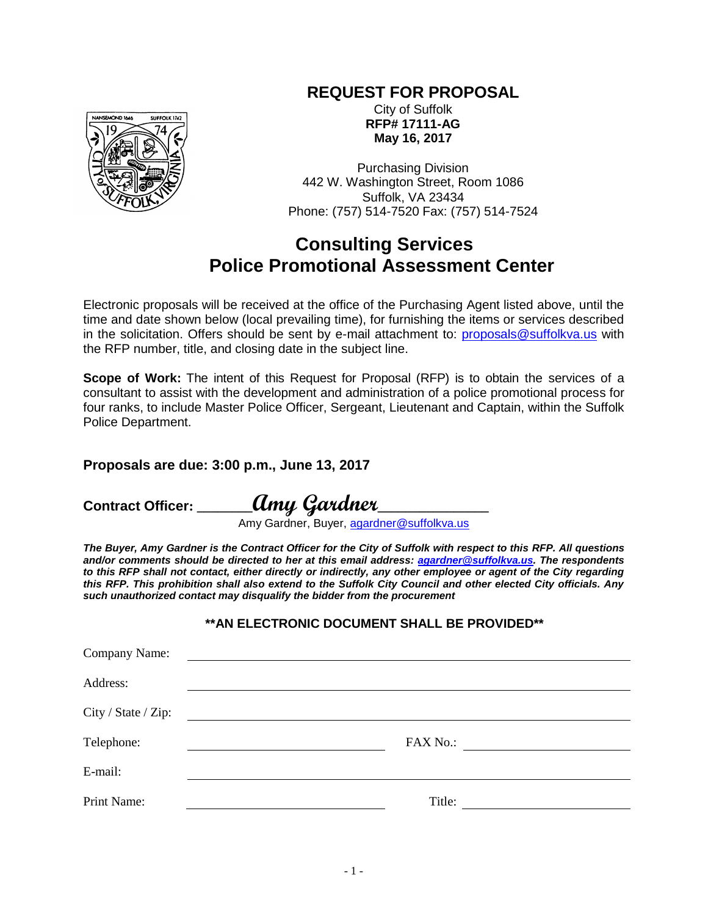# REQUEST FOR PROPOSAL

City of Suffolk
**RFP# 17111-AG**
**May 16, 2017**

Purchasing Division
442 W. Washington Street, Room 1086
Suffolk, VA 23434
Phone: (757) 514-7520 Fax: (757) 514-7524

## Consulting Services
## Police Promotional Assessment Center

Electronic proposals will be received at the office of the Purchasing Agent listed above, until the time and date shown below (local prevailing time), for furnishing the items or services described in the solicitation. Offers should be sent by e-mail attachment to: proposals@suffolkva.us with the RFP number, title, and closing date in the subject line.

**Scope of Work:** The intent of this Request for Proposal (RFP) is to obtain the services of a consultant to assist with the development and administration of a police promotional process for four ranks, to include Master Police Officer, Sergeant, Lieutenant and Captain, within the Suffolk Police Department.

**Proposals are due: 3:00 p.m., June 13, 2017**

**Contract Officer:** ______*Amy Gardner*____________

Amy Gardner, Buyer, agardner@suffolkva.us

***The Buyer, Amy Gardner is the Contract Officer for the City of Suffolk with respect to this RFP. All questions and/or comments should be directed to her at this email address: agardner@suffolkva.us. The respondents to this RFP shall not contact, either directly or indirectly, any other employee or agent of the City regarding this RFP. This prohibition shall also extend to the Suffolk City Council and other elected City officials. Any such unauthorized contact may disqualify the bidder from the procurement***

**\*\*AN ELECTRONIC DOCUMENT SHALL BE PROVIDED\*\***

Company Name: ______________________________________________

Address: ______________________________________________

City / State / Zip: ______________________________________________

Telephone: ______________________ FAX No.: ______________________

E-mail: ______________________________________________

Print Name: ______________________ Title: ______________________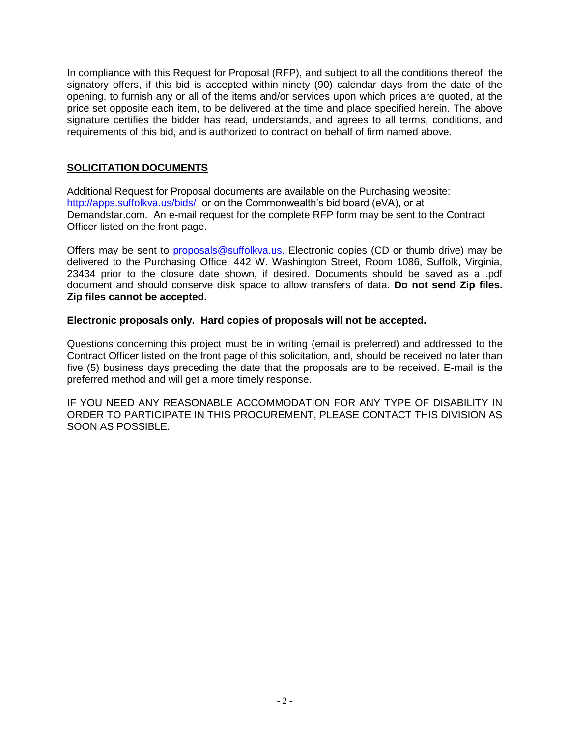In compliance with this Request for Proposal (RFP), and subject to all the conditions thereof, the signatory offers, if this bid is accepted within ninety (90) calendar days from the date of the opening, to furnish any or all of the items and/or services upon which prices are quoted, at the price set opposite each item, to be delivered at the time and place specified herein. The above signature certifies the bidder has read, understands, and agrees to all terms, conditions, and requirements of this bid, and is authorized to contract on behalf of firm named above.

## SOLICITATION DOCUMENTS

Additional Request for Proposal documents are available on the Purchasing website: http://apps.suffolkva.us/bids/ or on the Commonwealth's bid board (eVA), or at Demandstar.com. An e-mail request for the complete RFP form may be sent to the Contract Officer listed on the front page.

Offers may be sent to proposals@suffolkva.us. Electronic copies (CD or thumb drive) may be delivered to the Purchasing Office, 442 W. Washington Street, Room 1086, Suffolk, Virginia, 23434 prior to the closure date shown, if desired. Documents should be saved as a .pdf document and should conserve disk space to allow transfers of data. **Do not send Zip files. Zip files cannot be accepted.**

**Electronic proposals only. Hard copies of proposals will not be accepted.**

Questions concerning this project must be in writing (email is preferred) and addressed to the Contract Officer listed on the front page of this solicitation, and, should be received no later than five (5) business days preceding the date that the proposals are to be received. E-mail is the preferred method and will get a more timely response.

IF YOU NEED ANY REASONABLE ACCOMMODATION FOR ANY TYPE OF DISABILITY IN ORDER TO PARTICIPATE IN THIS PROCUREMENT, PLEASE CONTACT THIS DIVISION AS SOON AS POSSIBLE.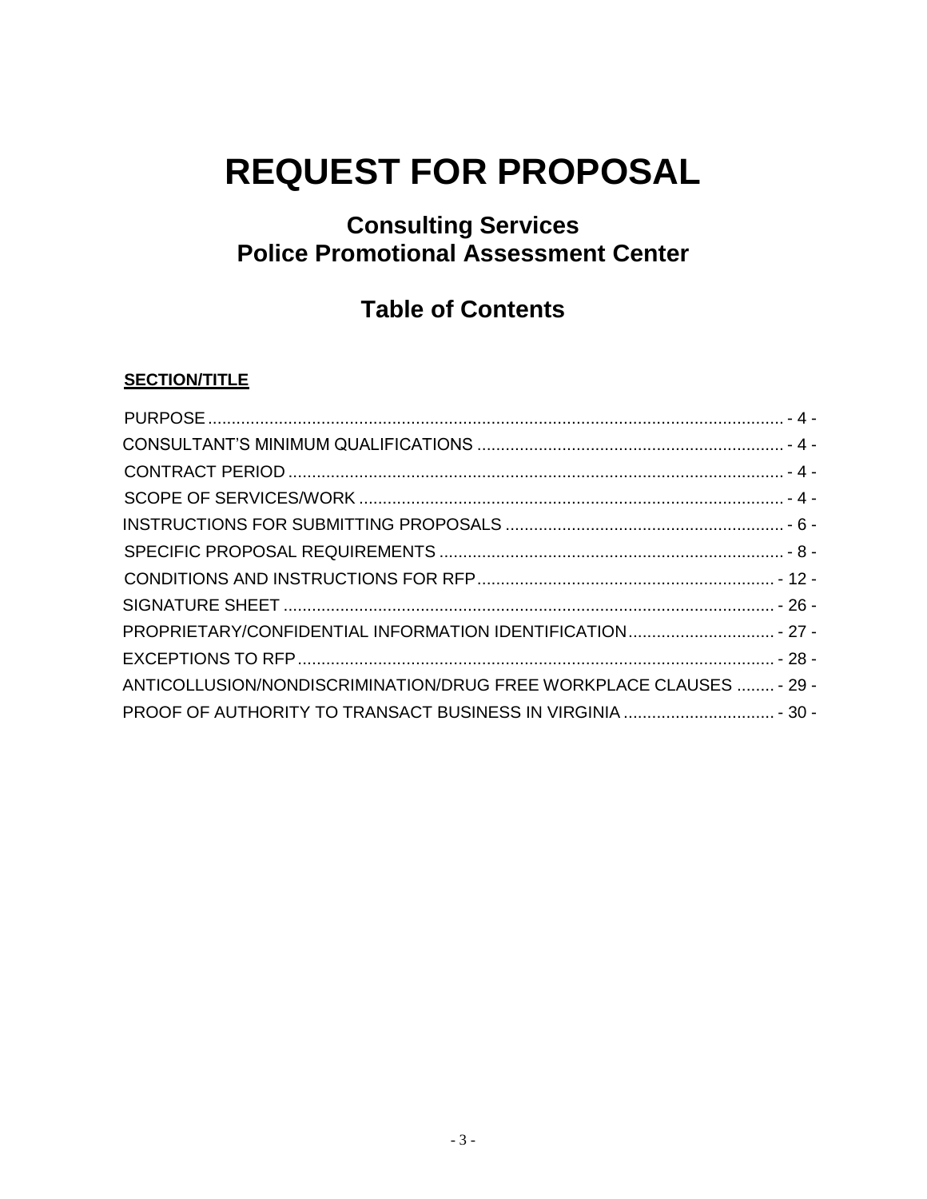# REQUEST FOR PROPOSAL

## Consulting Services
## Police Promotional Assessment Center

## Table of Contents

**SECTION/TITLE**

| | |
|---|---|
| PURPOSE | - 4 - |
| CONSULTANT'S MINIMUM QUALIFICATIONS | - 4 - |
| CONTRACT PERIOD | - 4 - |
| SCOPE OF SERVICES/WORK | - 4 - |
| INSTRUCTIONS FOR SUBMITTING PROPOSALS | - 6 - |
| SPECIFIC PROPOSAL REQUIREMENTS | - 8 - |
| CONDITIONS AND INSTRUCTIONS FOR RFP | - 12 - |
| SIGNATURE SHEET | - 26 - |
| PROPRIETARY/CONFIDENTIAL INFORMATION IDENTIFICATION | - 27 - |
| EXCEPTIONS TO RFP | - 28 - |
| ANTICOLLUSION/NONDISCRIMINATION/DRUG FREE WORKPLACE CLAUSES | - 29 - |
| PROOF OF AUTHORITY TO TRANSACT BUSINESS IN VIRGINIA | - 30 - |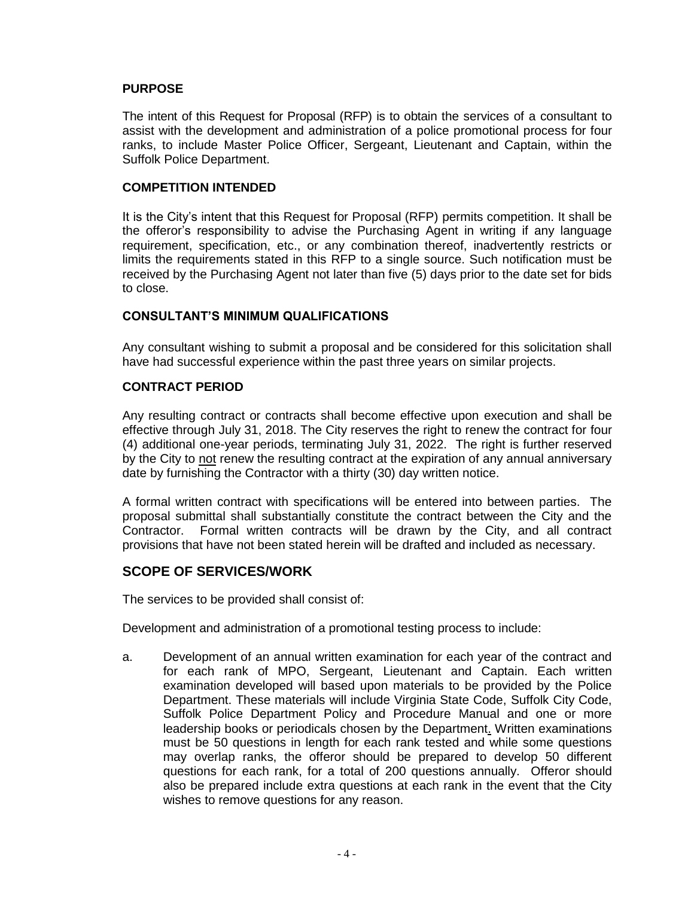### PURPOSE

The intent of this Request for Proposal (RFP) is to obtain the services of a consultant to assist with the development and administration of a police promotional process for four ranks, to include Master Police Officer, Sergeant, Lieutenant and Captain, within the Suffolk Police Department.

### COMPETITION INTENDED

It is the City's intent that this Request for Proposal (RFP) permits competition. It shall be the offeror's responsibility to advise the Purchasing Agent in writing if any language requirement, specification, etc., or any combination thereof, inadvertently restricts or limits the requirements stated in this RFP to a single source. Such notification must be received by the Purchasing Agent not later than five (5) days prior to the date set for bids to close.

### CONSULTANT'S MINIMUM QUALIFICATIONS

Any consultant wishing to submit a proposal and be considered for this solicitation shall have had successful experience within the past three years on similar projects.

### CONTRACT PERIOD

Any resulting contract or contracts shall become effective upon execution and shall be effective through July 31, 2018. The City reserves the right to renew the contract for four (4) additional one-year periods, terminating July 31, 2022. The right is further reserved by the City to not renew the resulting contract at the expiration of any annual anniversary date by furnishing the Contractor with a thirty (30) day written notice.

A formal written contract with specifications will be entered into between parties. The proposal submittal shall substantially constitute the contract between the City and the Contractor. Formal written contracts will be drawn by the City, and all contract provisions that have not been stated herein will be drafted and included as necessary.

## SCOPE OF SERVICES/WORK

The services to be provided shall consist of:

Development and administration of a promotional testing process to include:

a. Development of an annual written examination for each year of the contract and for each rank of MPO, Sergeant, Lieutenant and Captain. Each written examination developed will based upon materials to be provided by the Police Department. These materials will include Virginia State Code, Suffolk City Code, Suffolk Police Department Policy and Procedure Manual and one or more leadership books or periodicals chosen by the Department. Written examinations must be 50 questions in length for each rank tested and while some questions may overlap ranks, the offeror should be prepared to develop 50 different questions for each rank, for a total of 200 questions annually. Offeror should also be prepared include extra questions at each rank in the event that the City wishes to remove questions for any reason.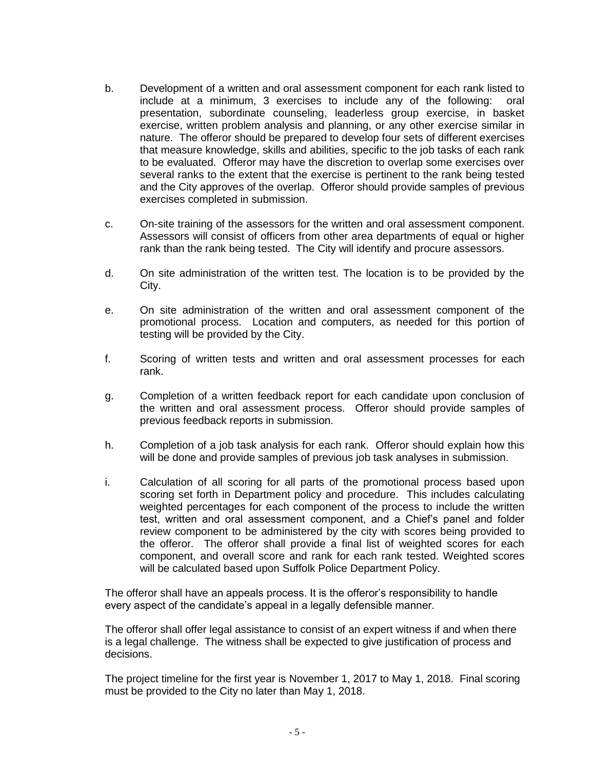b. Development of a written and oral assessment component for each rank listed to include at a minimum, 3 exercises to include any of the following: oral presentation, subordinate counseling, leaderless group exercise, in basket exercise, written problem analysis and planning, or any other exercise similar in nature. The offeror should be prepared to develop four sets of different exercises that measure knowledge, skills and abilities, specific to the job tasks of each rank to be evaluated. Offeror may have the discretion to overlap some exercises over several ranks to the extent that the exercise is pertinent to the rank being tested and the City approves of the overlap. Offeror should provide samples of previous exercises completed in submission.

c. On-site training of the assessors for the written and oral assessment component. Assessors will consist of officers from other area departments of equal or higher rank than the rank being tested. The City will identify and procure assessors.

d. On site administration of the written test. The location is to be provided by the City.

e. On site administration of the written and oral assessment component of the promotional process. Location and computers, as needed for this portion of testing will be provided by the City.

f. Scoring of written tests and written and oral assessment processes for each rank.

g. Completion of a written feedback report for each candidate upon conclusion of the written and oral assessment process. Offeror should provide samples of previous feedback reports in submission.

h. Completion of a job task analysis for each rank. Offeror should explain how this will be done and provide samples of previous job task analyses in submission.

i. Calculation of all scoring for all parts of the promotional process based upon scoring set forth in Department policy and procedure. This includes calculating weighted percentages for each component of the process to include the written test, written and oral assessment component, and a Chief's panel and folder review component to be administered by the city with scores being provided to the offeror. The offeror shall provide a final list of weighted scores for each component, and overall score and rank for each rank tested. Weighted scores will be calculated based upon Suffolk Police Department Policy.

The offeror shall have an appeals process. It is the offeror's responsibility to handle every aspect of the candidate's appeal in a legally defensible manner.

The offeror shall offer legal assistance to consist of an expert witness if and when there is a legal challenge. The witness shall be expected to give justification of process and decisions.

The project timeline for the first year is November 1, 2017 to May 1, 2018. Final scoring must be provided to the City no later than May 1, 2018.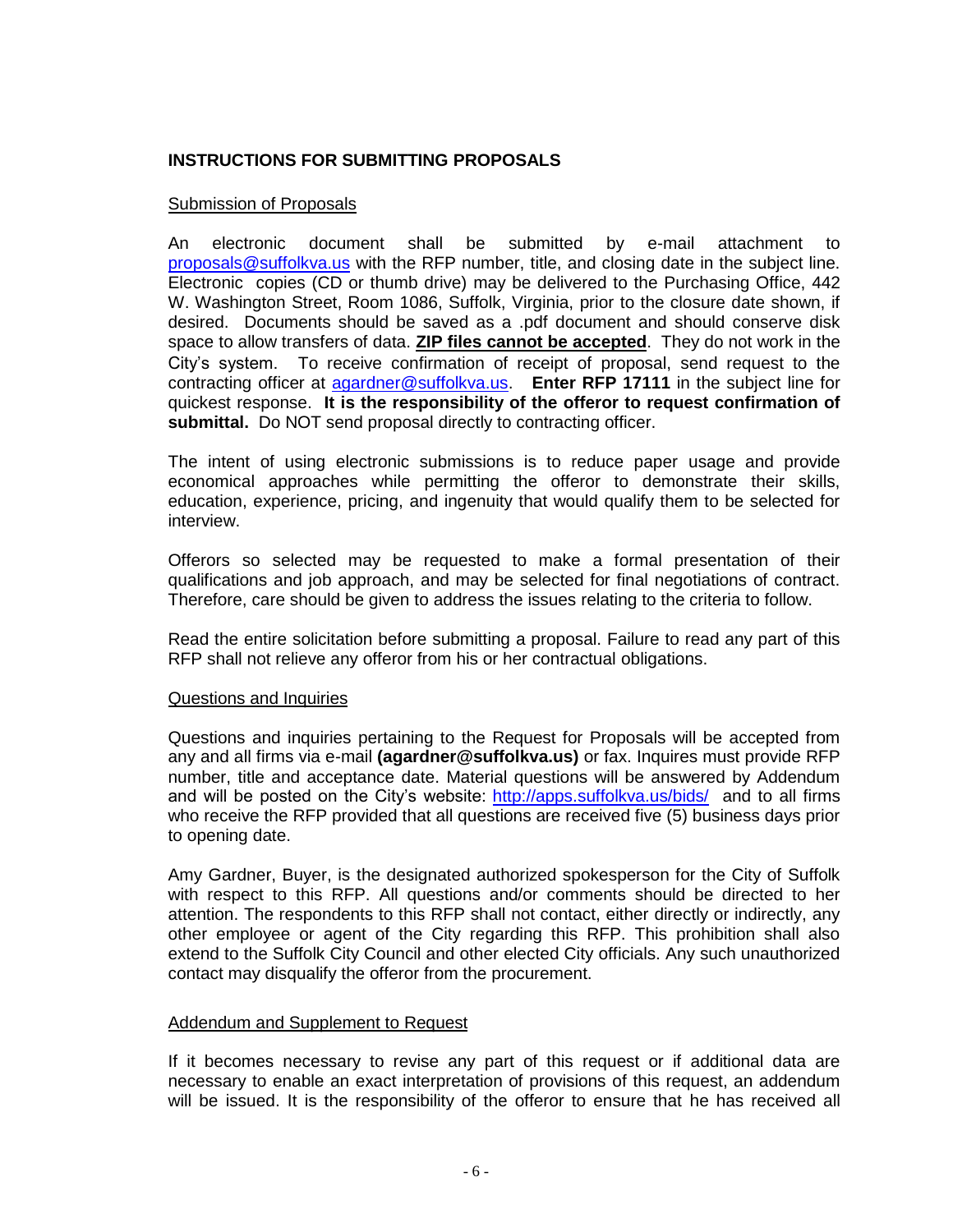## INSTRUCTIONS FOR SUBMITTING PROPOSALS

Submission of Proposals

An electronic document shall be submitted by e-mail attachment to proposals@suffolkva.us with the RFP number, title, and closing date in the subject line. Electronic copies (CD or thumb drive) may be delivered to the Purchasing Office, 442 W. Washington Street, Room 1086, Suffolk, Virginia, prior to the closure date shown, if desired. Documents should be saved as a .pdf document and should conserve disk space to allow transfers of data. **ZIP files cannot be accepted**. They do not work in the City's system. To receive confirmation of receipt of proposal, send request to the contracting officer at agardner@suffolkva.us. **Enter RFP 17111** in the subject line for quickest response. **It is the responsibility of the offeror to request confirmation of submittal.** Do NOT send proposal directly to contracting officer.

The intent of using electronic submissions is to reduce paper usage and provide economical approaches while permitting the offeror to demonstrate their skills, education, experience, pricing, and ingenuity that would qualify them to be selected for interview.

Offerors so selected may be requested to make a formal presentation of their qualifications and job approach, and may be selected for final negotiations of contract. Therefore, care should be given to address the issues relating to the criteria to follow.

Read the entire solicitation before submitting a proposal. Failure to read any part of this RFP shall not relieve any offeror from his or her contractual obligations.

Questions and Inquiries

Questions and inquiries pertaining to the Request for Proposals will be accepted from any and all firms via e-mail **(agardner@suffolkva.us)** or fax. Inquires must provide RFP number, title and acceptance date. Material questions will be answered by Addendum and will be posted on the City's website: http://apps.suffolkva.us/bids/ and to all firms who receive the RFP provided that all questions are received five (5) business days prior to opening date.

Amy Gardner, Buyer, is the designated authorized spokesperson for the City of Suffolk with respect to this RFP. All questions and/or comments should be directed to her attention. The respondents to this RFP shall not contact, either directly or indirectly, any other employee or agent of the City regarding this RFP. This prohibition shall also extend to the Suffolk City Council and other elected City officials. Any such unauthorized contact may disqualify the offeror from the procurement.

Addendum and Supplement to Request

If it becomes necessary to revise any part of this request or if additional data are necessary to enable an exact interpretation of provisions of this request, an addendum will be issued. It is the responsibility of the offeror to ensure that he has received all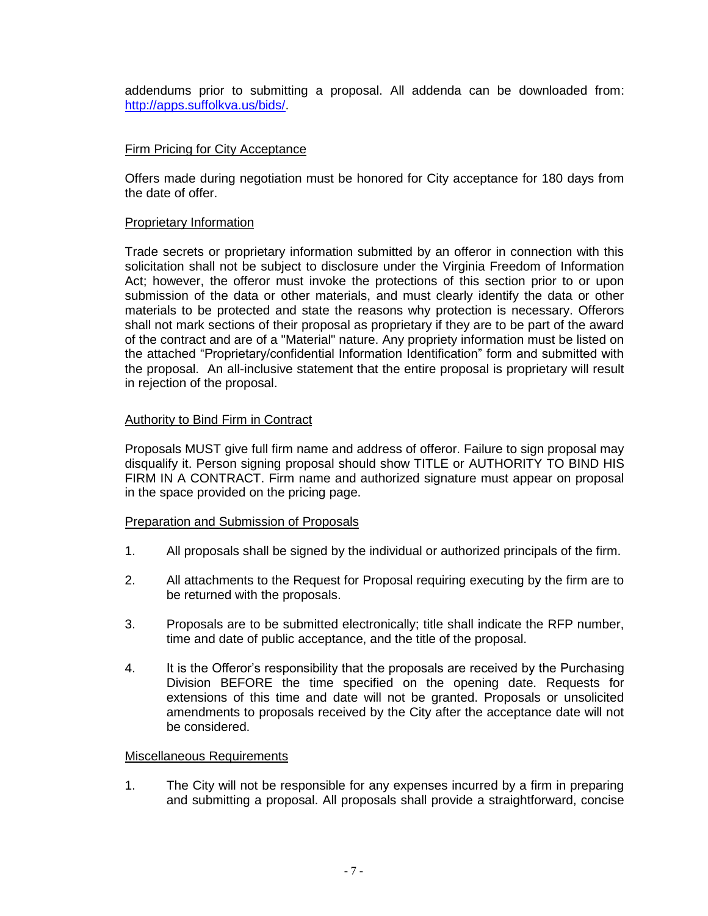addendums prior to submitting a proposal. All addenda can be downloaded from: http://apps.suffolkva.us/bids/.

Firm Pricing for City Acceptance

Offers made during negotiation must be honored for City acceptance for 180 days from the date of offer.

Proprietary Information

Trade secrets or proprietary information submitted by an offeror in connection with this solicitation shall not be subject to disclosure under the Virginia Freedom of Information Act; however, the offeror must invoke the protections of this section prior to or upon submission of the data or other materials, and must clearly identify the data or other materials to be protected and state the reasons why protection is necessary. Offerors shall not mark sections of their proposal as proprietary if they are to be part of the award of the contract and are of a "Material" nature. Any propriety information must be listed on the attached "Proprietary/confidential Information Identification" form and submitted with the proposal. An all-inclusive statement that the entire proposal is proprietary will result in rejection of the proposal.

Authority to Bind Firm in Contract

Proposals MUST give full firm name and address of offeror. Failure to sign proposal may disqualify it. Person signing proposal should show TITLE or AUTHORITY TO BIND HIS FIRM IN A CONTRACT. Firm name and authorized signature must appear on proposal in the space provided on the pricing page.

Preparation and Submission of Proposals

1. All proposals shall be signed by the individual or authorized principals of the firm.

2. All attachments to the Request for Proposal requiring executing by the firm are to be returned with the proposals.

3. Proposals are to be submitted electronically; title shall indicate the RFP number, time and date of public acceptance, and the title of the proposal.

4. It is the Offeror's responsibility that the proposals are received by the Purchasing Division BEFORE the time specified on the opening date. Requests for extensions of this time and date will not be granted. Proposals or unsolicited amendments to proposals received by the City after the acceptance date will not be considered.

Miscellaneous Requirements

1. The City will not be responsible for any expenses incurred by a firm in preparing and submitting a proposal. All proposals shall provide a straightforward, concise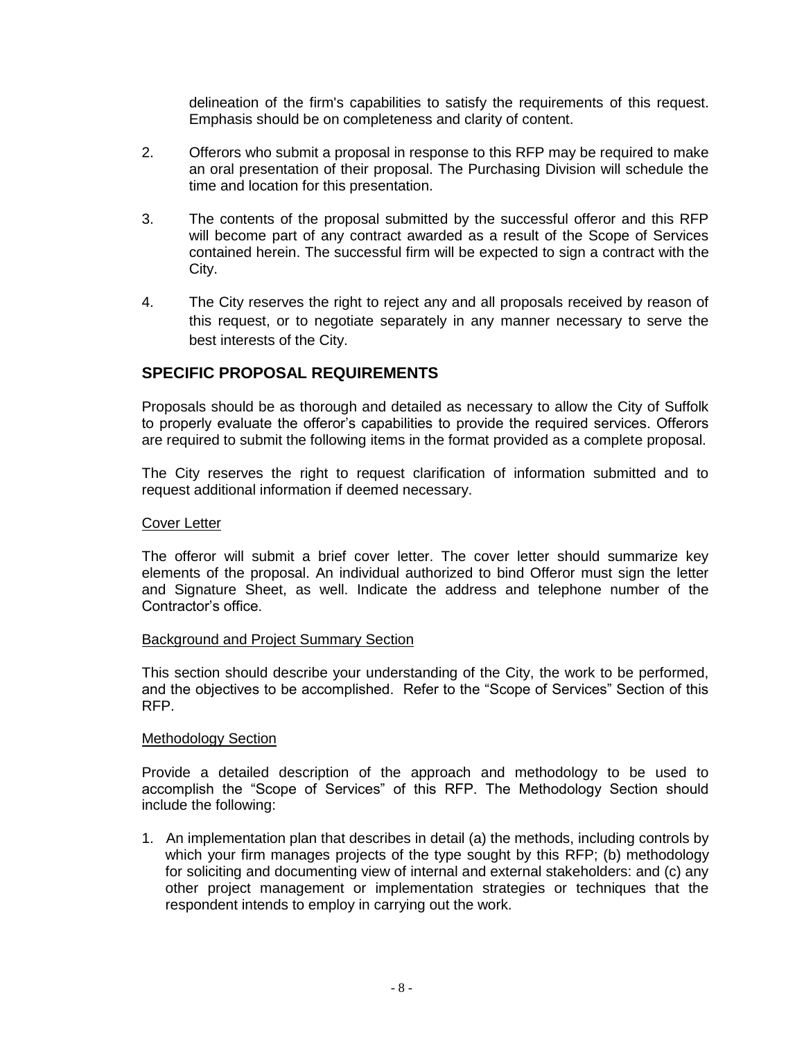delineation of the firm's capabilities to satisfy the requirements of this request. Emphasis should be on completeness and clarity of content.

2. Offerors who submit a proposal in response to this RFP may be required to make an oral presentation of their proposal. The Purchasing Division will schedule the time and location for this presentation.

3. The contents of the proposal submitted by the successful offeror and this RFP will become part of any contract awarded as a result of the Scope of Services contained herein. The successful firm will be expected to sign a contract with the City.

4. The City reserves the right to reject any and all proposals received by reason of this request, or to negotiate separately in any manner necessary to serve the best interests of the City.

## SPECIFIC PROPOSAL REQUIREMENTS

Proposals should be as thorough and detailed as necessary to allow the City of Suffolk to properly evaluate the offeror's capabilities to provide the required services. Offerors are required to submit the following items in the format provided as a complete proposal.

The City reserves the right to request clarification of information submitted and to request additional information if deemed necessary.

Cover Letter

The offeror will submit a brief cover letter. The cover letter should summarize key elements of the proposal. An individual authorized to bind Offeror must sign the letter and Signature Sheet, as well. Indicate the address and telephone number of the Contractor's office.

Background and Project Summary Section

This section should describe your understanding of the City, the work to be performed, and the objectives to be accomplished. Refer to the "Scope of Services" Section of this RFP.

Methodology Section

Provide a detailed description of the approach and methodology to be used to accomplish the "Scope of Services" of this RFP. The Methodology Section should include the following:

1. An implementation plan that describes in detail (a) the methods, including controls by which your firm manages projects of the type sought by this RFP; (b) methodology for soliciting and documenting view of internal and external stakeholders: and (c) any other project management or implementation strategies or techniques that the respondent intends to employ in carrying out the work.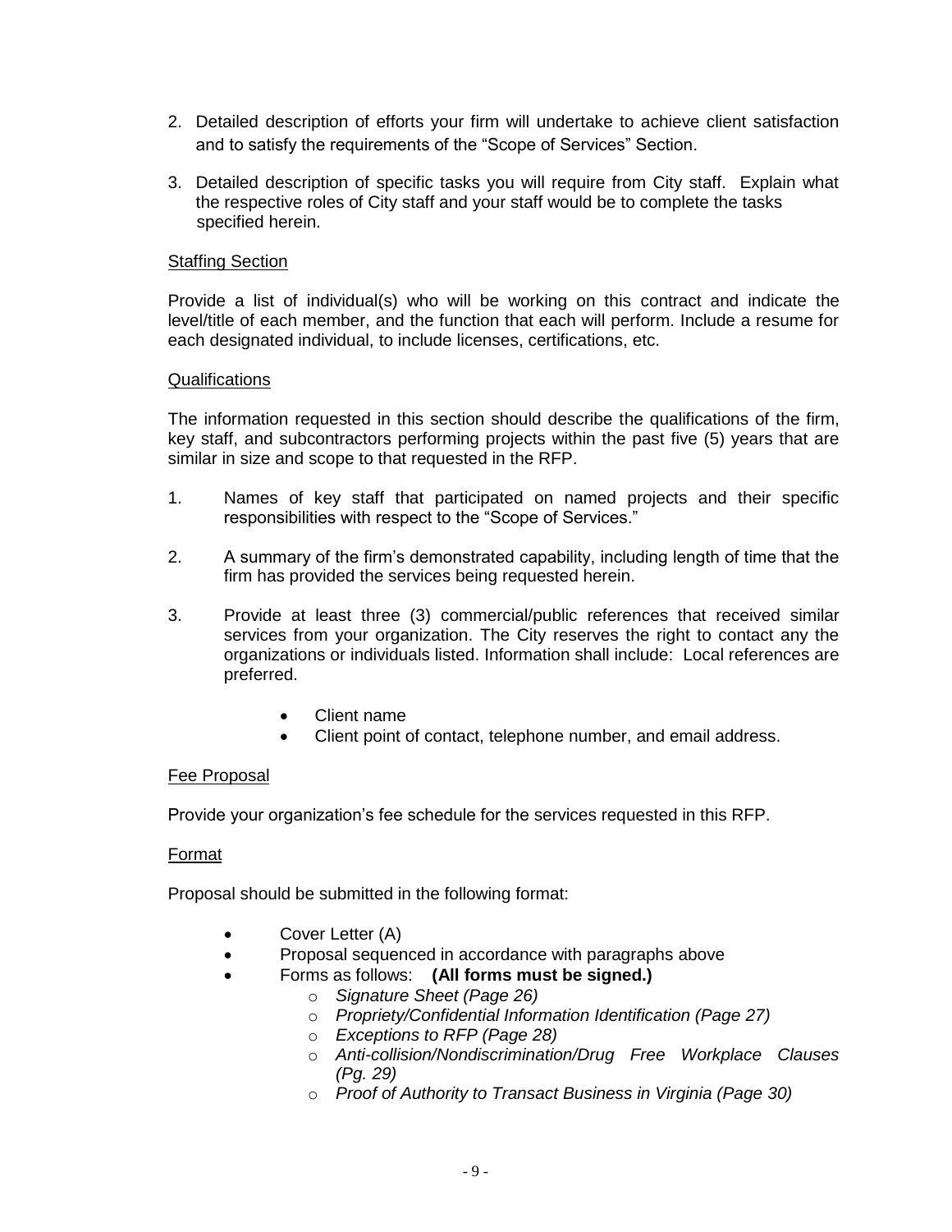2. Detailed description of efforts your firm will undertake to achieve client satisfaction and to satisfy the requirements of the "Scope of Services" Section.

3. Detailed description of specific tasks you will require from City staff. Explain what the respective roles of City staff and your staff would be to complete the tasks specified herein.

Staffing Section

Provide a list of individual(s) who will be working on this contract and indicate the level/title of each member, and the function that each will perform. Include a resume for each designated individual, to include licenses, certifications, etc.

Qualifications

The information requested in this section should describe the qualifications of the firm, key staff, and subcontractors performing projects within the past five (5) years that are similar in size and scope to that requested in the RFP.

1. Names of key staff that participated on named projects and their specific responsibilities with respect to the "Scope of Services."

2. A summary of the firm's demonstrated capability, including length of time that the firm has provided the services being requested herein.

3. Provide at least three (3) commercial/public references that received similar services from your organization. The City reserves the right to contact any the organizations or individuals listed. Information shall include: Local references are preferred.

    - Client name
    - Client point of contact, telephone number, and email address.

Fee Proposal

Provide your organization's fee schedule for the services requested in this RFP.

Format

Proposal should be submitted in the following format:

- Cover Letter (A)
- Proposal sequenced in accordance with paragraphs above
- Forms as follows: **(All forms must be signed.)**
    - *Signature Sheet (Page 26)*
    - *Propriety/Confidential Information Identification (Page 27)*
    - *Exceptions to RFP (Page 28)*
    - *Anti-collision/Nondiscrimination/Drug Free Workplace Clauses (Pg. 29)*
    - *Proof of Authority to Transact Business in Virginia (Page 30)*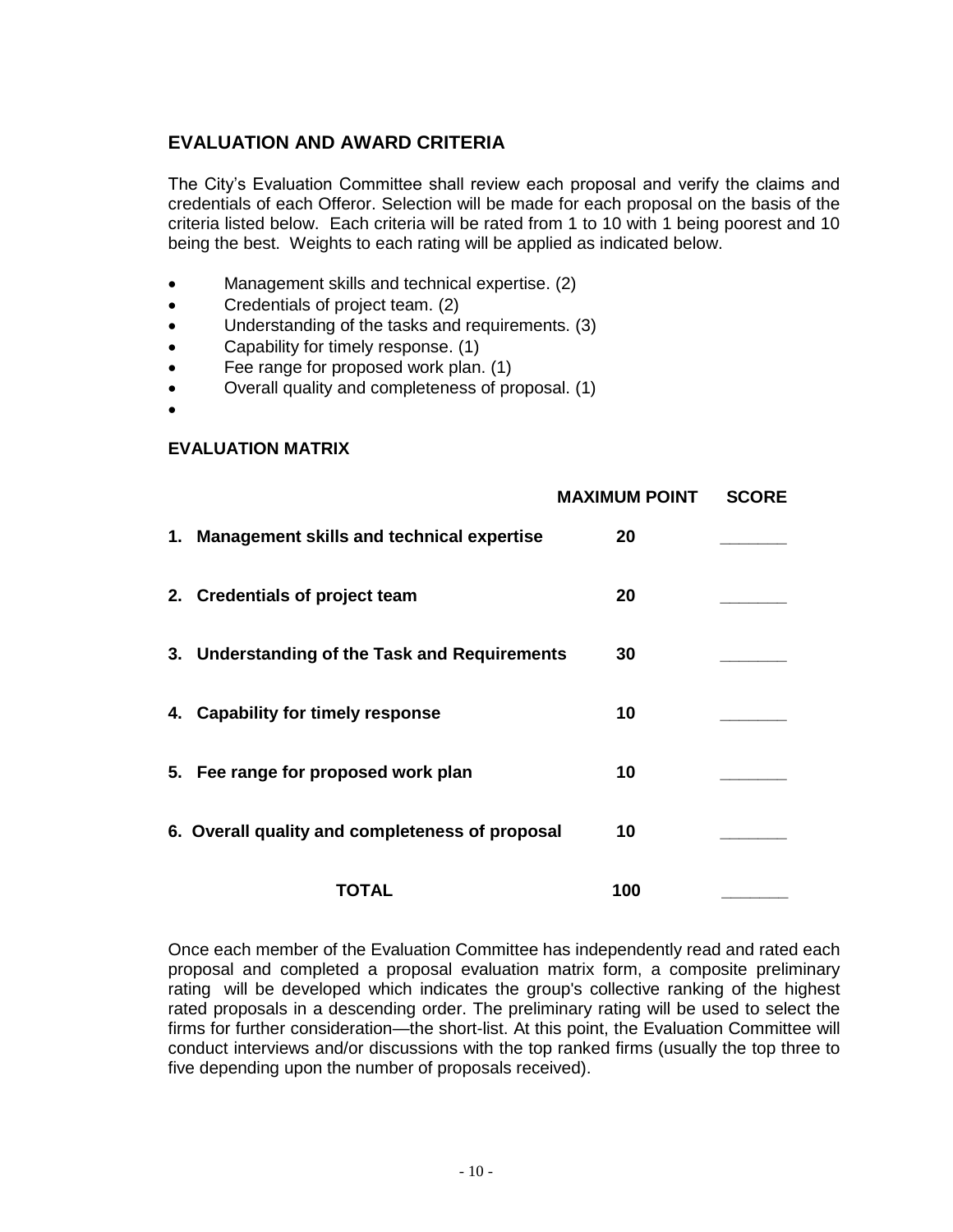## EVALUATION AND AWARD CRITERIA

The City's Evaluation Committee shall review each proposal and verify the claims and credentials of each Offeror. Selection will be made for each proposal on the basis of the criteria listed below. Each criteria will be rated from 1 to 10 with 1 being poorest and 10 being the best. Weights to each rating will be applied as indicated below.

- Management skills and technical expertise. (2)
- Credentials of project team. (2)
- Understanding of the tasks and requirements. (3)
- Capability for timely response. (1)
- Fee range for proposed work plan. (1)
- Overall quality and completeness of proposal. (1)

### EVALUATION MATRIX

| | MAXIMUM POINT | SCORE |
|---|---|---|
| **1. Management skills and technical expertise** | **20** | _______ |
| **2. Credentials of project team** | **20** | _______ |
| **3. Understanding of the Task and Requirements** | **30** | _______ |
| **4. Capability for timely response** | **10** | _______ |
| **5. Fee range for proposed work plan** | **10** | _______ |
| **6. Overall quality and completeness of proposal** | **10** | _______ |
| **TOTAL** | **100** | _______ |

Once each member of the Evaluation Committee has independently read and rated each proposal and completed a proposal evaluation matrix form, a composite preliminary rating will be developed which indicates the group's collective ranking of the highest rated proposals in a descending order. The preliminary rating will be used to select the firms for further consideration—the short-list. At this point, the Evaluation Committee will conduct interviews and/or discussions with the top ranked firms (usually the top three to five depending upon the number of proposals received).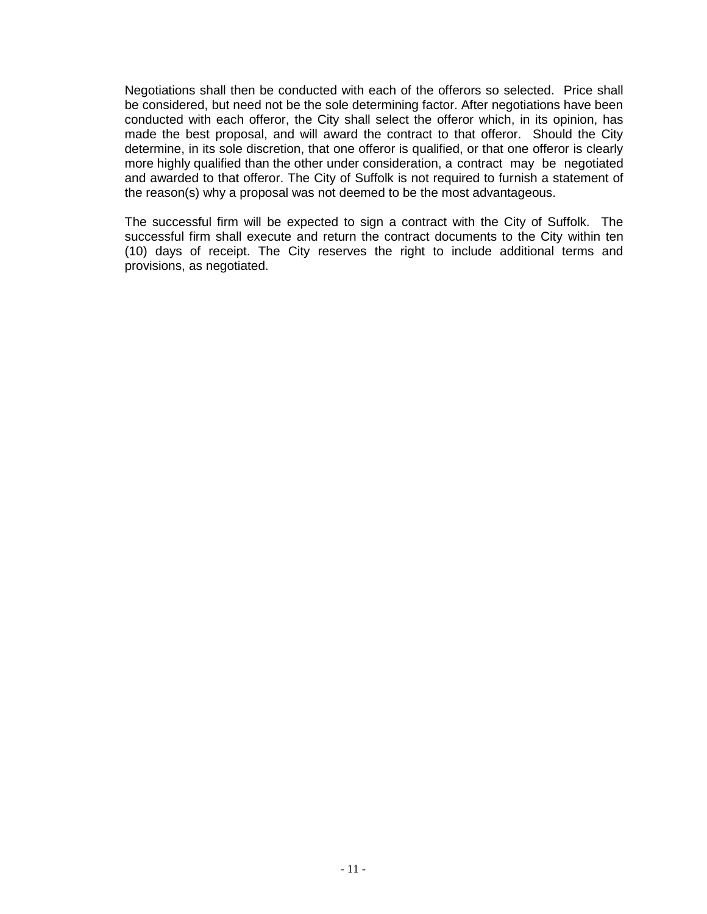Negotiations shall then be conducted with each of the offerors so selected. Price shall be considered, but need not be the sole determining factor. After negotiations have been conducted with each offeror, the City shall select the offeror which, in its opinion, has made the best proposal, and will award the contract to that offeror. Should the City determine, in its sole discretion, that one offeror is qualified, or that one offeror is clearly more highly qualified than the other under consideration, a contract may be negotiated and awarded to that offeror. The City of Suffolk is not required to furnish a statement of the reason(s) why a proposal was not deemed to be the most advantageous.

The successful firm will be expected to sign a contract with the City of Suffolk. The successful firm shall execute and return the contract documents to the City within ten (10) days of receipt. The City reserves the right to include additional terms and provisions, as negotiated.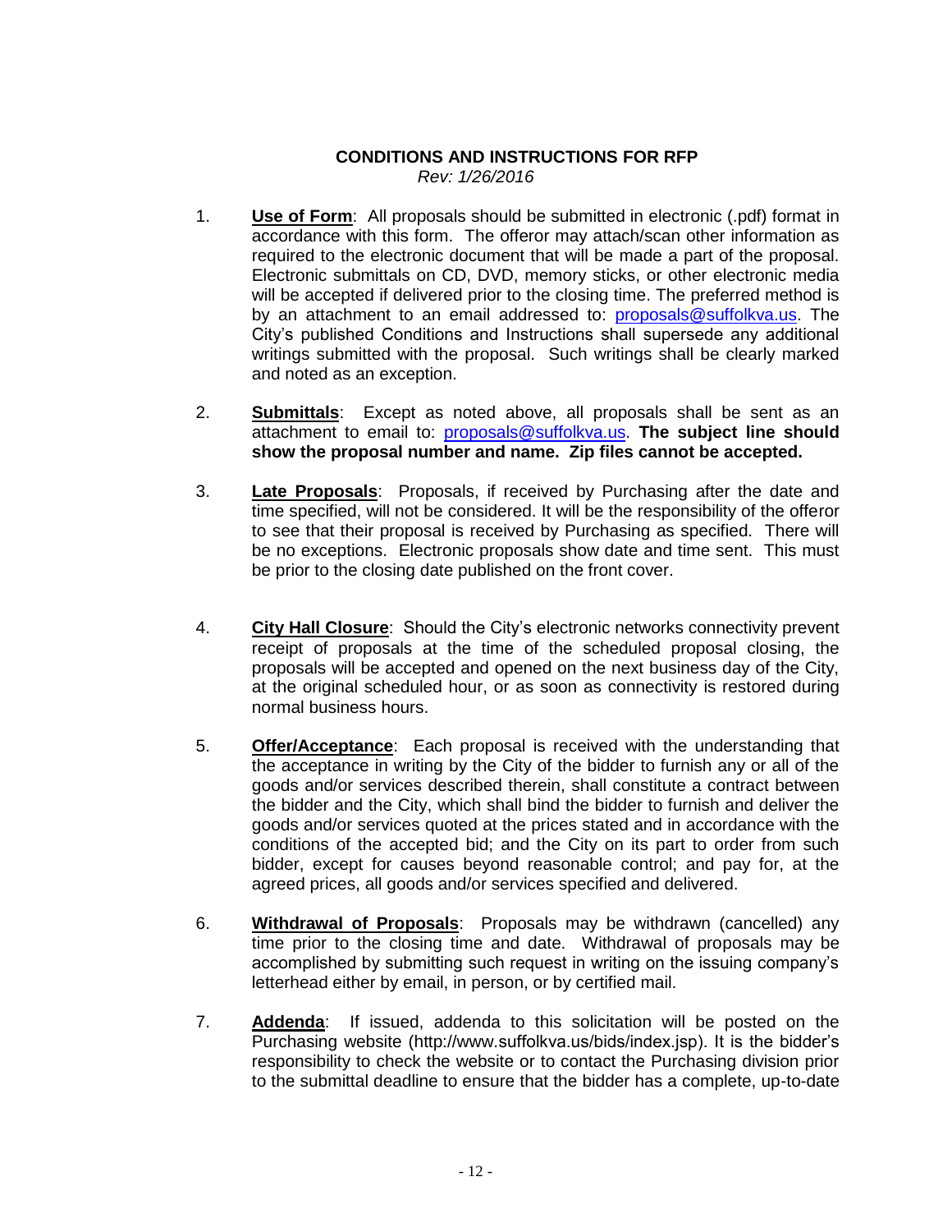## CONDITIONS AND INSTRUCTIONS FOR RFP

*Rev: 1/26/2016*

1. **Use of Form**: All proposals should be submitted in electronic (.pdf) format in accordance with this form. The offeror may attach/scan other information as required to the electronic document that will be made a part of the proposal. Electronic submittals on CD, DVD, memory sticks, or other electronic media will be accepted if delivered prior to the closing time. The preferred method is by an attachment to an email addressed to: proposals@suffolkva.us. The City's published Conditions and Instructions shall supersede any additional writings submitted with the proposal. Such writings shall be clearly marked and noted as an exception.

2. **Submittals**: Except as noted above, all proposals shall be sent as an attachment to email to: proposals@suffolkva.us. **The subject line should show the proposal number and name. Zip files cannot be accepted.**

3. **Late Proposals**: Proposals, if received by Purchasing after the date and time specified, will not be considered. It will be the responsibility of the offeror to see that their proposal is received by Purchasing as specified. There will be no exceptions. Electronic proposals show date and time sent. This must be prior to the closing date published on the front cover.

4. **City Hall Closure**: Should the City's electronic networks connectivity prevent receipt of proposals at the time of the scheduled proposal closing, the proposals will be accepted and opened on the next business day of the City, at the original scheduled hour, or as soon as connectivity is restored during normal business hours.

5. **Offer/Acceptance**: Each proposal is received with the understanding that the acceptance in writing by the City of the bidder to furnish any or all of the goods and/or services described therein, shall constitute a contract between the bidder and the City, which shall bind the bidder to furnish and deliver the goods and/or services quoted at the prices stated and in accordance with the conditions of the accepted bid; and the City on its part to order from such bidder, except for causes beyond reasonable control; and pay for, at the agreed prices, all goods and/or services specified and delivered.

6. **Withdrawal of Proposals**: Proposals may be withdrawn (cancelled) any time prior to the closing time and date. Withdrawal of proposals may be accomplished by submitting such request in writing on the issuing company's letterhead either by email, in person, or by certified mail.

7. **Addenda**: If issued, addenda to this solicitation will be posted on the Purchasing website (http://www.suffolkva.us/bids/index.jsp). It is the bidder's responsibility to check the website or to contact the Purchasing division prior to the submittal deadline to ensure that the bidder has a complete, up-to-date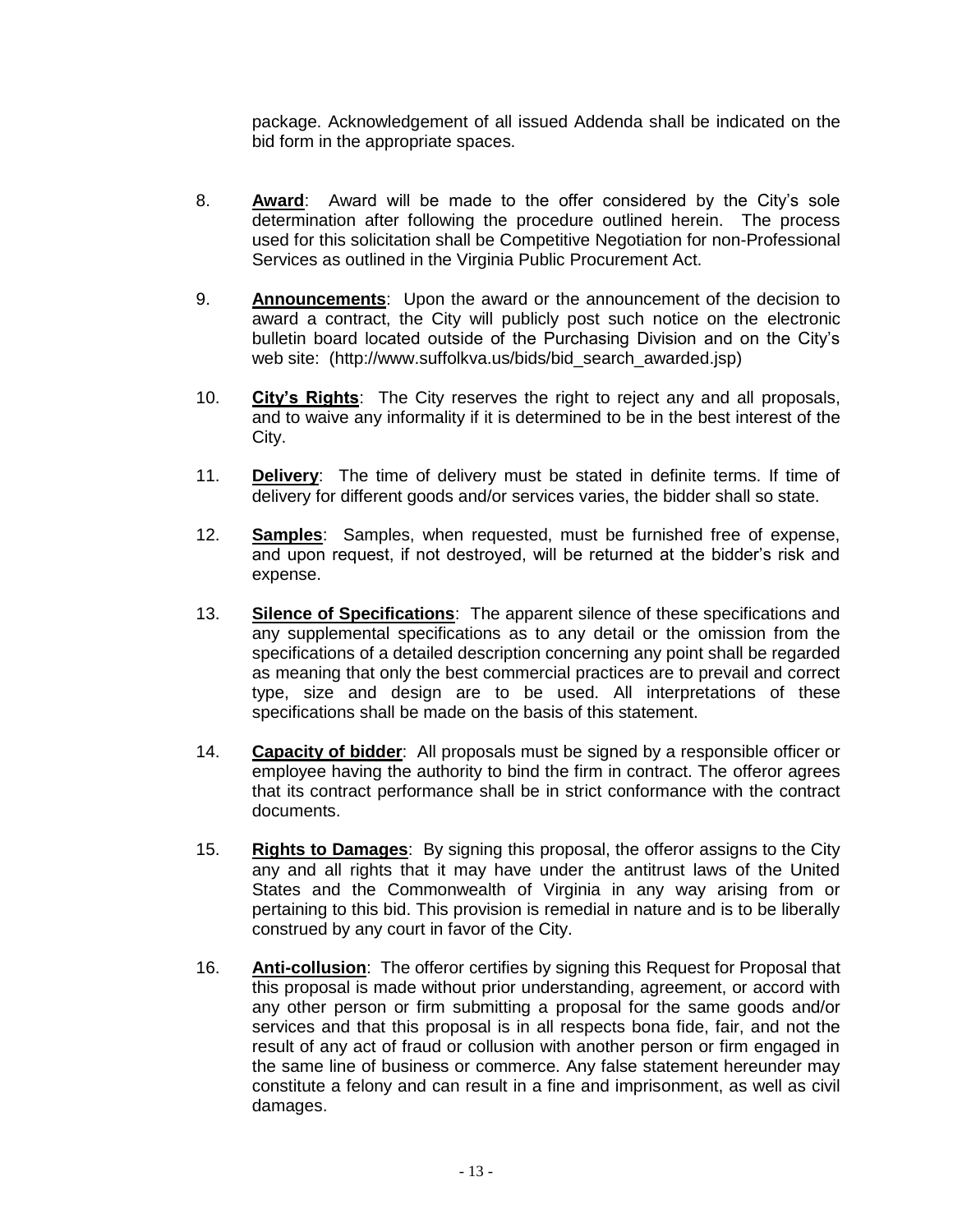package. Acknowledgement of all issued Addenda shall be indicated on the bid form in the appropriate spaces.

8. **Award**: Award will be made to the offer considered by the City's sole determination after following the procedure outlined herein. The process used for this solicitation shall be Competitive Negotiation for non-Professional Services as outlined in the Virginia Public Procurement Act.

9. **Announcements**: Upon the award or the announcement of the decision to award a contract, the City will publicly post such notice on the electronic bulletin board located outside of the Purchasing Division and on the City's web site: (http://www.suffolkva.us/bids/bid_search_awarded.jsp)

10. **City's Rights**: The City reserves the right to reject any and all proposals, and to waive any informality if it is determined to be in the best interest of the City.

11. **Delivery**: The time of delivery must be stated in definite terms. If time of delivery for different goods and/or services varies, the bidder shall so state.

12. **Samples**: Samples, when requested, must be furnished free of expense, and upon request, if not destroyed, will be returned at the bidder's risk and expense.

13. **Silence of Specifications**: The apparent silence of these specifications and any supplemental specifications as to any detail or the omission from the specifications of a detailed description concerning any point shall be regarded as meaning that only the best commercial practices are to prevail and correct type, size and design are to be used. All interpretations of these specifications shall be made on the basis of this statement.

14. **Capacity of bidder**: All proposals must be signed by a responsible officer or employee having the authority to bind the firm in contract. The offeror agrees that its contract performance shall be in strict conformance with the contract documents.

15. **Rights to Damages**: By signing this proposal, the offeror assigns to the City any and all rights that it may have under the antitrust laws of the United States and the Commonwealth of Virginia in any way arising from or pertaining to this bid. This provision is remedial in nature and is to be liberally construed by any court in favor of the City.

16. **Anti-collusion**: The offeror certifies by signing this Request for Proposal that this proposal is made without prior understanding, agreement, or accord with any other person or firm submitting a proposal for the same goods and/or services and that this proposal is in all respects bona fide, fair, and not the result of any act of fraud or collusion with another person or firm engaged in the same line of business or commerce. Any false statement hereunder may constitute a felony and can result in a fine and imprisonment, as well as civil damages.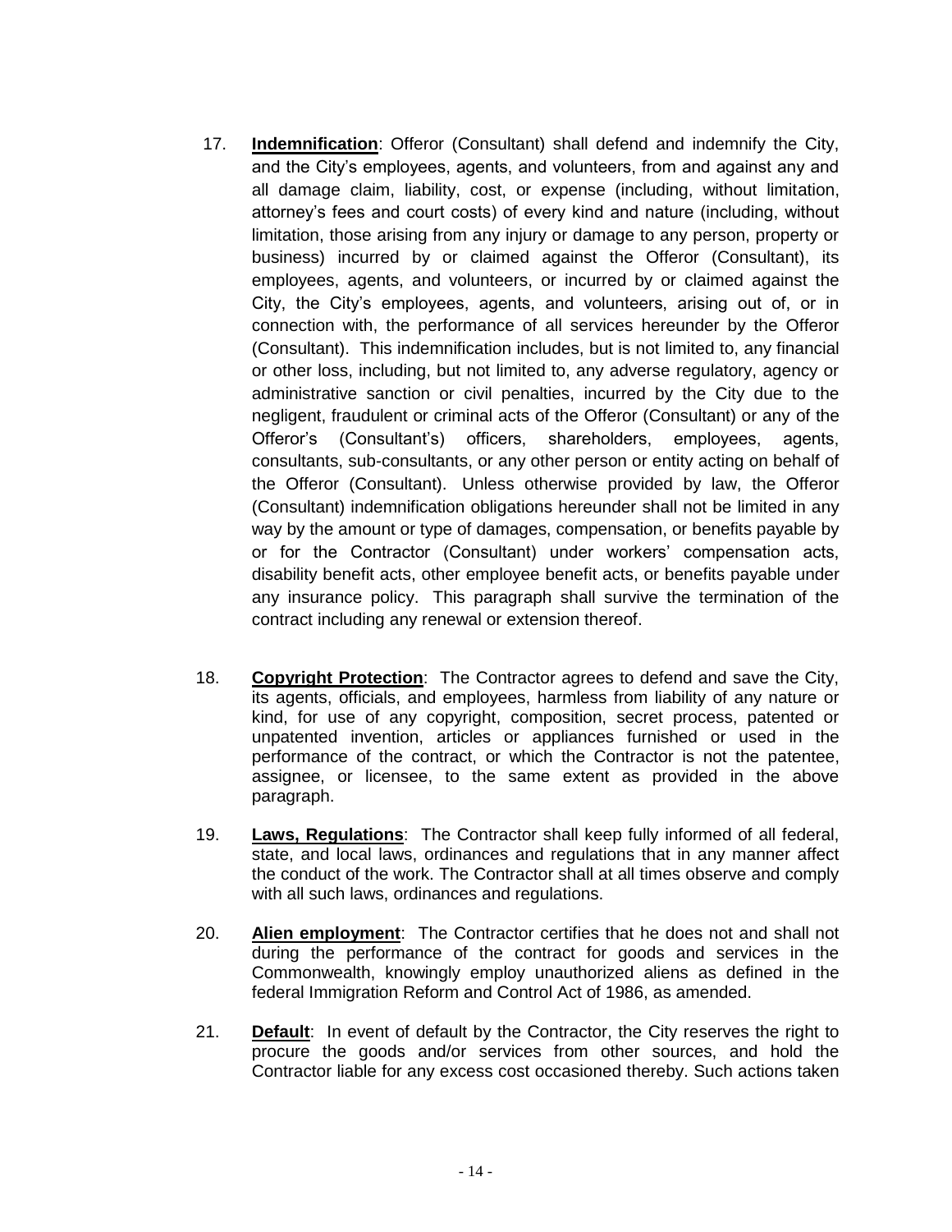17. **Indemnification**: Offeror (Consultant) shall defend and indemnify the City, and the City's employees, agents, and volunteers, from and against any and all damage claim, liability, cost, or expense (including, without limitation, attorney's fees and court costs) of every kind and nature (including, without limitation, those arising from any injury or damage to any person, property or business) incurred by or claimed against the Offeror (Consultant), its employees, agents, and volunteers, or incurred by or claimed against the City, the City's employees, agents, and volunteers, arising out of, or in connection with, the performance of all services hereunder by the Offeror (Consultant). This indemnification includes, but is not limited to, any financial or other loss, including, but not limited to, any adverse regulatory, agency or administrative sanction or civil penalties, incurred by the City due to the negligent, fraudulent or criminal acts of the Offeror (Consultant) or any of the Offeror's (Consultant's) officers, shareholders, employees, agents, consultants, sub-consultants, or any other person or entity acting on behalf of the Offeror (Consultant). Unless otherwise provided by law, the Offeror (Consultant) indemnification obligations hereunder shall not be limited in any way by the amount or type of damages, compensation, or benefits payable by or for the Contractor (Consultant) under workers' compensation acts, disability benefit acts, other employee benefit acts, or benefits payable under any insurance policy. This paragraph shall survive the termination of the contract including any renewal or extension thereof.

18. **Copyright Protection**: The Contractor agrees to defend and save the City, its agents, officials, and employees, harmless from liability of any nature or kind, for use of any copyright, composition, secret process, patented or unpatented invention, articles or appliances furnished or used in the performance of the contract, or which the Contractor is not the patentee, assignee, or licensee, to the same extent as provided in the above paragraph.

19. **Laws, Regulations**: The Contractor shall keep fully informed of all federal, state, and local laws, ordinances and regulations that in any manner affect the conduct of the work. The Contractor shall at all times observe and comply with all such laws, ordinances and regulations.

20. **Alien employment**: The Contractor certifies that he does not and shall not during the performance of the contract for goods and services in the Commonwealth, knowingly employ unauthorized aliens as defined in the federal Immigration Reform and Control Act of 1986, as amended.

21. **Default**: In event of default by the Contractor, the City reserves the right to procure the goods and/or services from other sources, and hold the Contractor liable for any excess cost occasioned thereby. Such actions taken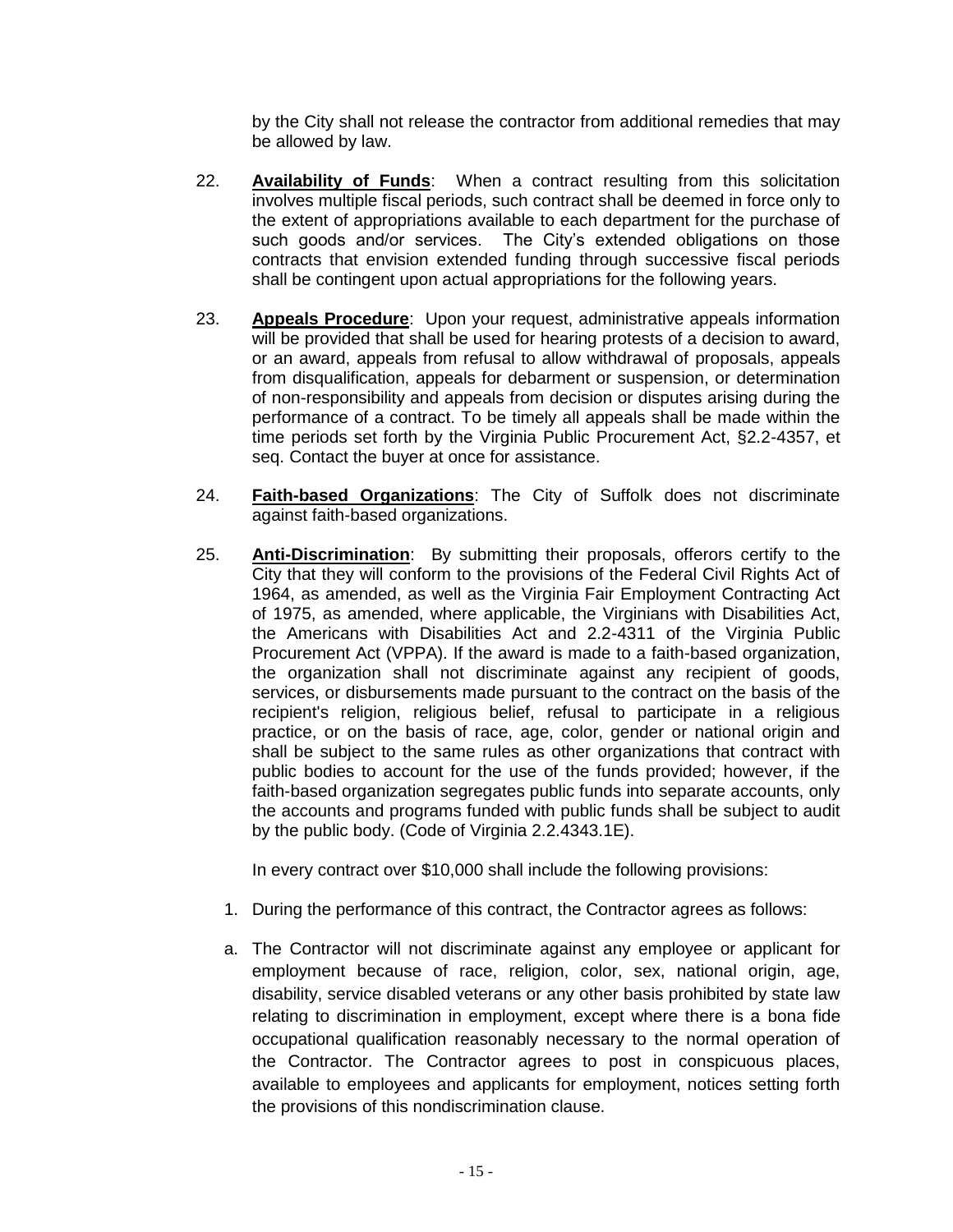by the City shall not release the contractor from additional remedies that may be allowed by law.

22. **Availability of Funds**: When a contract resulting from this solicitation involves multiple fiscal periods, such contract shall be deemed in force only to the extent of appropriations available to each department for the purchase of such goods and/or services. The City's extended obligations on those contracts that envision extended funding through successive fiscal periods shall be contingent upon actual appropriations for the following years.

23. **Appeals Procedure**: Upon your request, administrative appeals information will be provided that shall be used for hearing protests of a decision to award, or an award, appeals from refusal to allow withdrawal of proposals, appeals from disqualification, appeals for debarment or suspension, or determination of non-responsibility and appeals from decision or disputes arising during the performance of a contract. To be timely all appeals shall be made within the time periods set forth by the Virginia Public Procurement Act, §2.2-4357, et seq. Contact the buyer at once for assistance.

24. **Faith-based Organizations**: The City of Suffolk does not discriminate against faith-based organizations.

25. **Anti-Discrimination**: By submitting their proposals, offerors certify to the City that they will conform to the provisions of the Federal Civil Rights Act of 1964, as amended, as well as the Virginia Fair Employment Contracting Act of 1975, as amended, where applicable, the Virginians with Disabilities Act, the Americans with Disabilities Act and 2.2-4311 of the Virginia Public Procurement Act (VPPA). If the award is made to a faith-based organization, the organization shall not discriminate against any recipient of goods, services, or disbursements made pursuant to the contract on the basis of the recipient's religion, religious belief, refusal to participate in a religious practice, or on the basis of race, age, color, gender or national origin and shall be subject to the same rules as other organizations that contract with public bodies to account for the use of the funds provided; however, if the faith-based organization segregates public funds into separate accounts, only the accounts and programs funded with public funds shall be subject to audit by the public body. (Code of Virginia 2.2.4343.1E).

    In every contract over $10,000 shall include the following provisions:

    1. During the performance of this contract, the Contractor agrees as follows:

    a. The Contractor will not discriminate against any employee or applicant for employment because of race, religion, color, sex, national origin, age, disability, service disabled veterans or any other basis prohibited by state law relating to discrimination in employment, except where there is a bona fide occupational qualification reasonably necessary to the normal operation of the Contractor. The Contractor agrees to post in conspicuous places, available to employees and applicants for employment, notices setting forth the provisions of this nondiscrimination clause.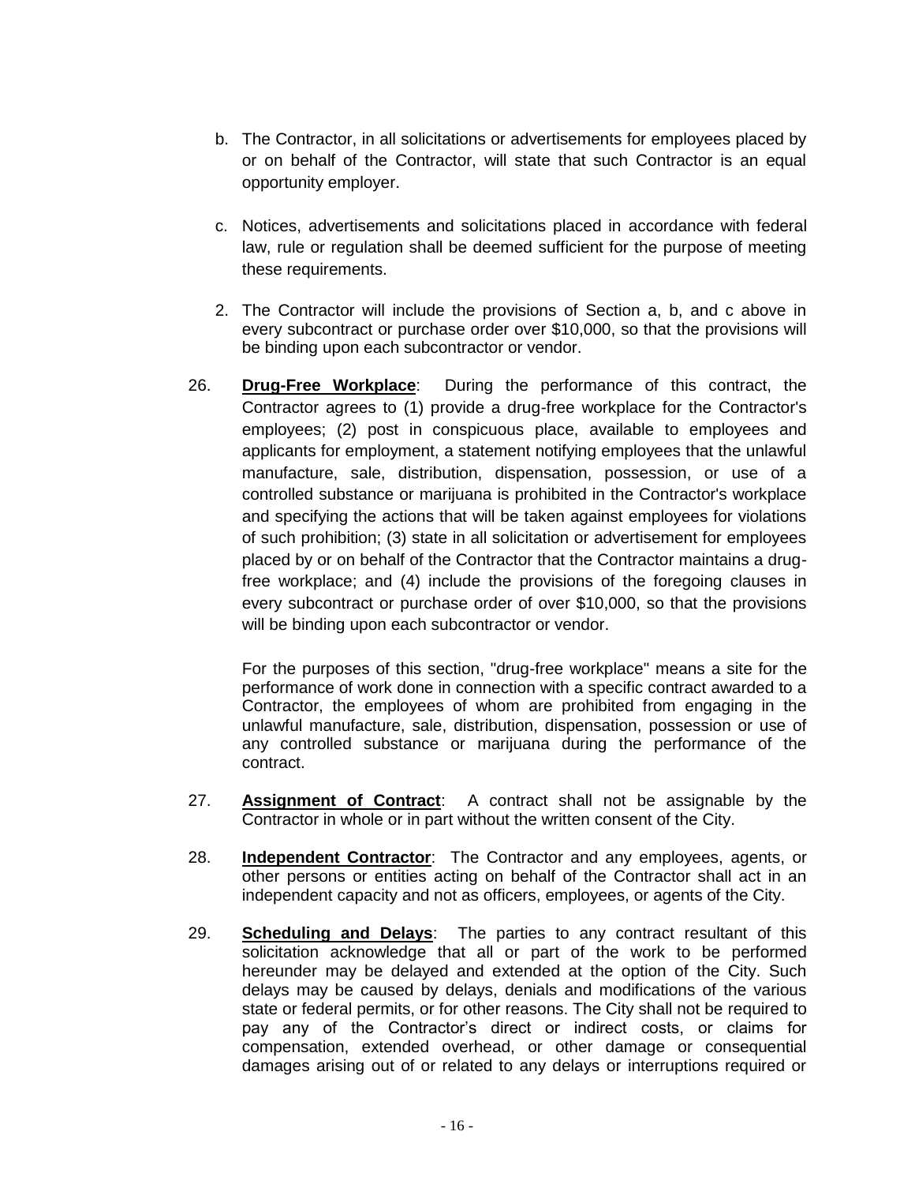b. The Contractor, in all solicitations or advertisements for employees placed by or on behalf of the Contractor, will state that such Contractor is an equal opportunity employer.

c. Notices, advertisements and solicitations placed in accordance with federal law, rule or regulation shall be deemed sufficient for the purpose of meeting these requirements.

2. The Contractor will include the provisions of Section a, b, and c above in every subcontract or purchase order over $10,000, so that the provisions will be binding upon each subcontractor or vendor.

26. **Drug-Free Workplace**: During the performance of this contract, the Contractor agrees to (1) provide a drug-free workplace for the Contractor's employees; (2) post in conspicuous place, available to employees and applicants for employment, a statement notifying employees that the unlawful manufacture, sale, distribution, dispensation, possession, or use of a controlled substance or marijuana is prohibited in the Contractor's workplace and specifying the actions that will be taken against employees for violations of such prohibition; (3) state in all solicitation or advertisement for employees placed by or on behalf of the Contractor that the Contractor maintains a drug-free workplace; and (4) include the provisions of the foregoing clauses in every subcontract or purchase order of over $10,000, so that the provisions will be binding upon each subcontractor or vendor.

    For the purposes of this section, "drug-free workplace" means a site for the performance of work done in connection with a specific contract awarded to a Contractor, the employees of whom are prohibited from engaging in the unlawful manufacture, sale, distribution, dispensation, possession or use of any controlled substance or marijuana during the performance of the contract.

27. **Assignment of Contract**: A contract shall not be assignable by the Contractor in whole or in part without the written consent of the City.

28. **Independent Contractor**: The Contractor and any employees, agents, or other persons or entities acting on behalf of the Contractor shall act in an independent capacity and not as officers, employees, or agents of the City.

29. **Scheduling and Delays**: The parties to any contract resultant of this solicitation acknowledge that all or part of the work to be performed hereunder may be delayed and extended at the option of the City. Such delays may be caused by delays, denials and modifications of the various state or federal permits, or for other reasons. The City shall not be required to pay any of the Contractor's direct or indirect costs, or claims for compensation, extended overhead, or other damage or consequential damages arising out of or related to any delays or interruptions required or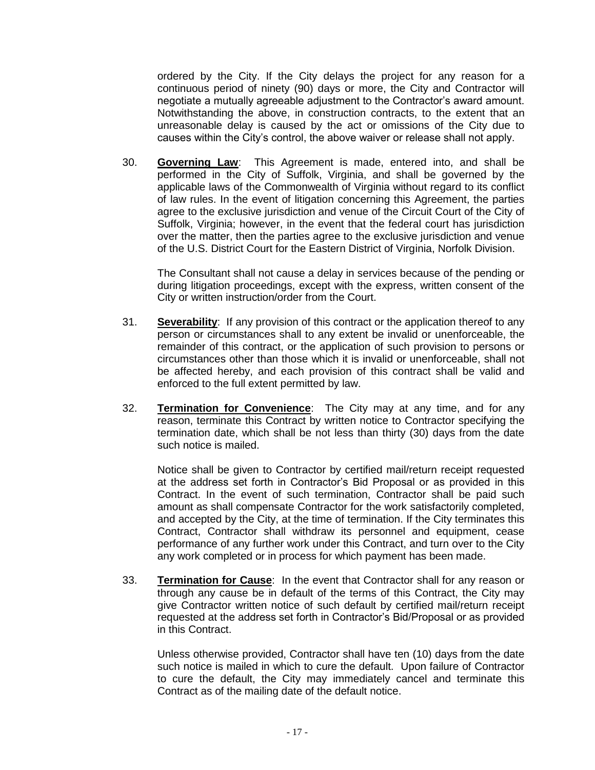ordered by the City. If the City delays the project for any reason for a continuous period of ninety (90) days or more, the City and Contractor will negotiate a mutually agreeable adjustment to the Contractor's award amount. Notwithstanding the above, in construction contracts, to the extent that an unreasonable delay is caused by the act or omissions of the City due to causes within the City's control, the above waiver or release shall not apply.

30. **Governing Law**: This Agreement is made, entered into, and shall be performed in the City of Suffolk, Virginia, and shall be governed by the applicable laws of the Commonwealth of Virginia without regard to its conflict of law rules. In the event of litigation concerning this Agreement, the parties agree to the exclusive jurisdiction and venue of the Circuit Court of the City of Suffolk, Virginia; however, in the event that the federal court has jurisdiction over the matter, then the parties agree to the exclusive jurisdiction and venue of the U.S. District Court for the Eastern District of Virginia, Norfolk Division.

    The Consultant shall not cause a delay in services because of the pending or during litigation proceedings, except with the express, written consent of the City or written instruction/order from the Court.

31. **Severability**: If any provision of this contract or the application thereof to any person or circumstances shall to any extent be invalid or unenforceable, the remainder of this contract, or the application of such provision to persons or circumstances other than those which it is invalid or unenforceable, shall not be affected hereby, and each provision of this contract shall be valid and enforced to the full extent permitted by law.

32. **Termination for Convenience**: The City may at any time, and for any reason, terminate this Contract by written notice to Contractor specifying the termination date, which shall be not less than thirty (30) days from the date such notice is mailed.

    Notice shall be given to Contractor by certified mail/return receipt requested at the address set forth in Contractor's Bid Proposal or as provided in this Contract. In the event of such termination, Contractor shall be paid such amount as shall compensate Contractor for the work satisfactorily completed, and accepted by the City, at the time of termination. If the City terminates this Contract, Contractor shall withdraw its personnel and equipment, cease performance of any further work under this Contract, and turn over to the City any work completed or in process for which payment has been made.

33. **Termination for Cause**: In the event that Contractor shall for any reason or through any cause be in default of the terms of this Contract, the City may give Contractor written notice of such default by certified mail/return receipt requested at the address set forth in Contractor's Bid/Proposal or as provided in this Contract.

    Unless otherwise provided, Contractor shall have ten (10) days from the date such notice is mailed in which to cure the default. Upon failure of Contractor to cure the default, the City may immediately cancel and terminate this Contract as of the mailing date of the default notice.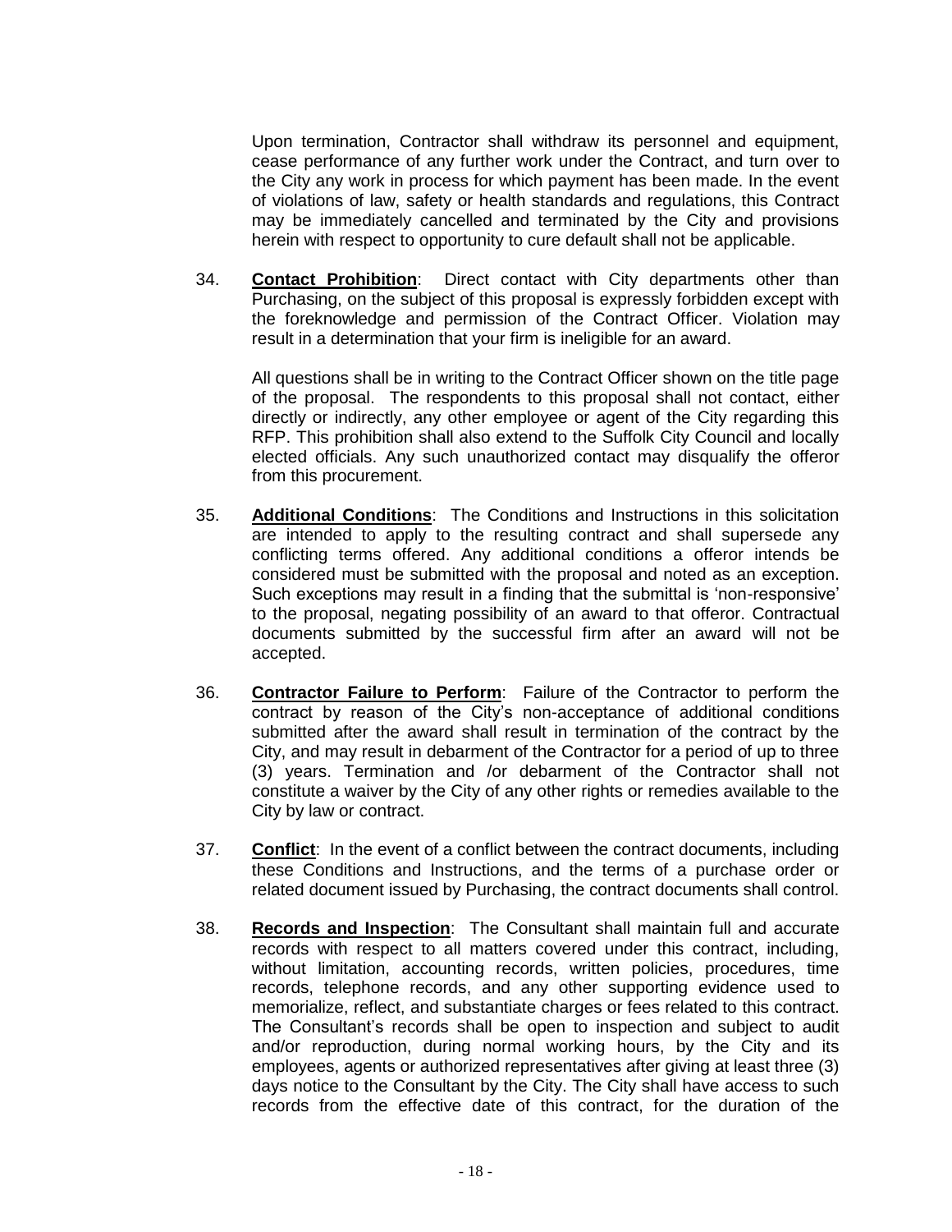Upon termination, Contractor shall withdraw its personnel and equipment, cease performance of any further work under the Contract, and turn over to the City any work in process for which payment has been made. In the event of violations of law, safety or health standards and regulations, this Contract may be immediately cancelled and terminated by the City and provisions herein with respect to opportunity to cure default shall not be applicable.

34. **Contact Prohibition**: Direct contact with City departments other than Purchasing, on the subject of this proposal is expressly forbidden except with the foreknowledge and permission of the Contract Officer. Violation may result in a determination that your firm is ineligible for an award.

    All questions shall be in writing to the Contract Officer shown on the title page of the proposal. The respondents to this proposal shall not contact, either directly or indirectly, any other employee or agent of the City regarding this RFP. This prohibition shall also extend to the Suffolk City Council and locally elected officials. Any such unauthorized contact may disqualify the offeror from this procurement.

35. **Additional Conditions**: The Conditions and Instructions in this solicitation are intended to apply to the resulting contract and shall supersede any conflicting terms offered. Any additional conditions a offeror intends be considered must be submitted with the proposal and noted as an exception. Such exceptions may result in a finding that the submittal is 'non-responsive' to the proposal, negating possibility of an award to that offeror. Contractual documents submitted by the successful firm after an award will not be accepted.

36. **Contractor Failure to Perform**: Failure of the Contractor to perform the contract by reason of the City's non-acceptance of additional conditions submitted after the award shall result in termination of the contract by the City, and may result in debarment of the Contractor for a period of up to three (3) years. Termination and /or debarment of the Contractor shall not constitute a waiver by the City of any other rights or remedies available to the City by law or contract.

37. **Conflict**: In the event of a conflict between the contract documents, including these Conditions and Instructions, and the terms of a purchase order or related document issued by Purchasing, the contract documents shall control.

38. **Records and Inspection**: The Consultant shall maintain full and accurate records with respect to all matters covered under this contract, including, without limitation, accounting records, written policies, procedures, time records, telephone records, and any other supporting evidence used to memorialize, reflect, and substantiate charges or fees related to this contract. The Consultant's records shall be open to inspection and subject to audit and/or reproduction, during normal working hours, by the City and its employees, agents or authorized representatives after giving at least three (3) days notice to the Consultant by the City. The City shall have access to such records from the effective date of this contract, for the duration of the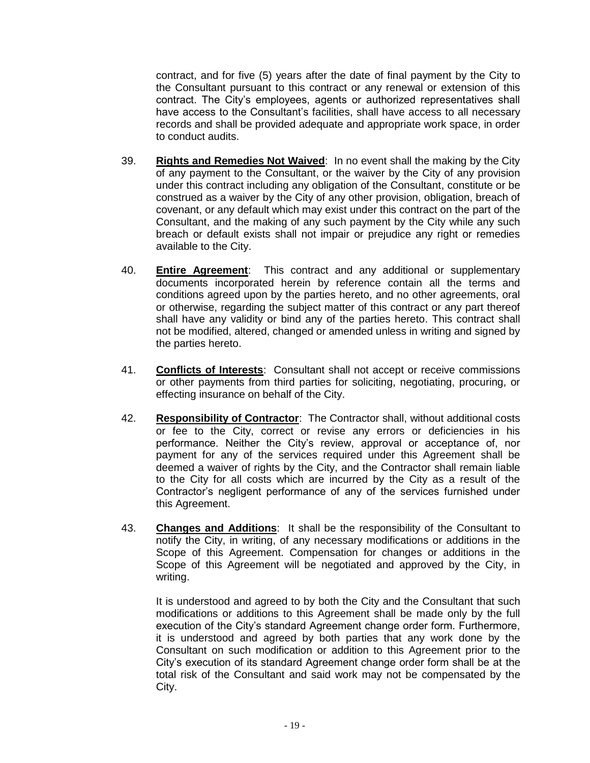contract, and for five (5) years after the date of final payment by the City to the Consultant pursuant to this contract or any renewal or extension of this contract. The City's employees, agents or authorized representatives shall have access to the Consultant's facilities, shall have access to all necessary records and shall be provided adequate and appropriate work space, in order to conduct audits.

39. **Rights and Remedies Not Waived**: In no event shall the making by the City of any payment to the Consultant, or the waiver by the City of any provision under this contract including any obligation of the Consultant, constitute or be construed as a waiver by the City of any other provision, obligation, breach of covenant, or any default which may exist under this contract on the part of the Consultant, and the making of any such payment by the City while any such breach or default exists shall not impair or prejudice any right or remedies available to the City.

40. **Entire Agreement**: This contract and any additional or supplementary documents incorporated herein by reference contain all the terms and conditions agreed upon by the parties hereto, and no other agreements, oral or otherwise, regarding the subject matter of this contract or any part thereof shall have any validity or bind any of the parties hereto. This contract shall not be modified, altered, changed or amended unless in writing and signed by the parties hereto.

41. **Conflicts of Interests**: Consultant shall not accept or receive commissions or other payments from third parties for soliciting, negotiating, procuring, or effecting insurance on behalf of the City.

42. **Responsibility of Contractor**: The Contractor shall, without additional costs or fee to the City, correct or revise any errors or deficiencies in his performance. Neither the City's review, approval or acceptance of, nor payment for any of the services required under this Agreement shall be deemed a waiver of rights by the City, and the Contractor shall remain liable to the City for all costs which are incurred by the City as a result of the Contractor's negligent performance of any of the services furnished under this Agreement.

43. **Changes and Additions**: It shall be the responsibility of the Consultant to notify the City, in writing, of any necessary modifications or additions in the Scope of this Agreement. Compensation for changes or additions in the Scope of this Agreement will be negotiated and approved by the City, in writing.

    It is understood and agreed to by both the City and the Consultant that such modifications or additions to this Agreement shall be made only by the full execution of the City's standard Agreement change order form. Furthermore, it is understood and agreed by both parties that any work done by the Consultant on such modification or addition to this Agreement prior to the City's execution of its standard Agreement change order form shall be at the total risk of the Consultant and said work may not be compensated by the City.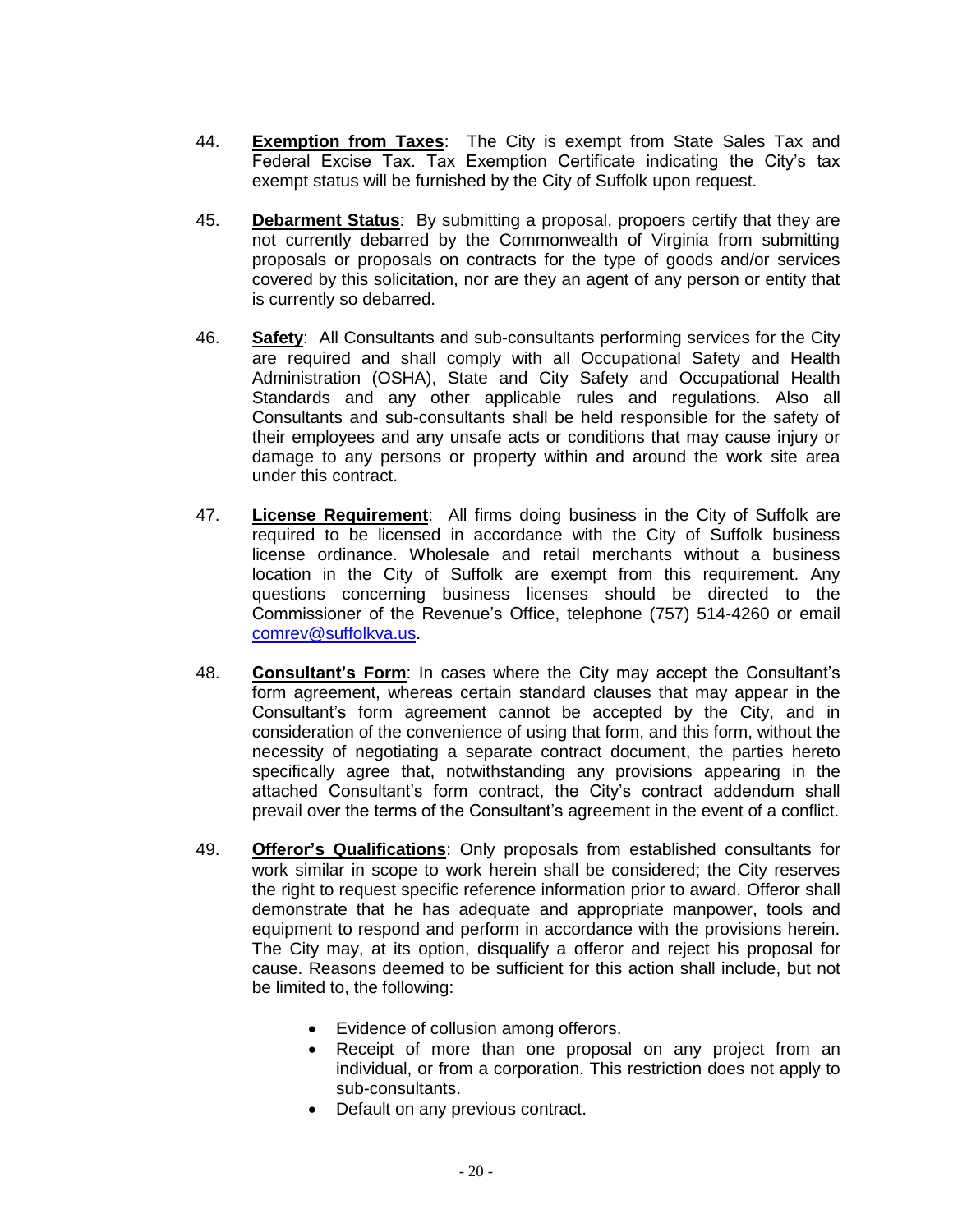44. **Exemption from Taxes**: The City is exempt from State Sales Tax and Federal Excise Tax. Tax Exemption Certificate indicating the City's tax exempt status will be furnished by the City of Suffolk upon request.

45. **Debarment Status**: By submitting a proposal, propoers certify that they are not currently debarred by the Commonwealth of Virginia from submitting proposals or proposals on contracts for the type of goods and/or services covered by this solicitation, nor are they an agent of any person or entity that is currently so debarred.

46. **Safety**: All Consultants and sub-consultants performing services for the City are required and shall comply with all Occupational Safety and Health Administration (OSHA), State and City Safety and Occupational Health Standards and any other applicable rules and regulations. Also all Consultants and sub-consultants shall be held responsible for the safety of their employees and any unsafe acts or conditions that may cause injury or damage to any persons or property within and around the work site area under this contract.

47. **License Requirement**: All firms doing business in the City of Suffolk are required to be licensed in accordance with the City of Suffolk business license ordinance. Wholesale and retail merchants without a business location in the City of Suffolk are exempt from this requirement. Any questions concerning business licenses should be directed to the Commissioner of the Revenue's Office, telephone (757) 514-4260 or email comrev@suffolkva.us.

48. **Consultant's Form**: In cases where the City may accept the Consultant's form agreement, whereas certain standard clauses that may appear in the Consultant's form agreement cannot be accepted by the City, and in consideration of the convenience of using that form, and this form, without the necessity of negotiating a separate contract document, the parties hereto specifically agree that, notwithstanding any provisions appearing in the attached Consultant's form contract, the City's contract addendum shall prevail over the terms of the Consultant's agreement in the event of a conflict.

49. **Offeror's Qualifications**: Only proposals from established consultants for work similar in scope to work herein shall be considered; the City reserves the right to request specific reference information prior to award. Offeror shall demonstrate that he has adequate and appropriate manpower, tools and equipment to respond and perform in accordance with the provisions herein. The City may, at its option, disqualify a offeror and reject his proposal for cause. Reasons deemed to be sufficient for this action shall include, but not be limited to, the following:

    - Evidence of collusion among offerors.
    - Receipt of more than one proposal on any project from an individual, or from a corporation. This restriction does not apply to sub-consultants.
    - Default on any previous contract.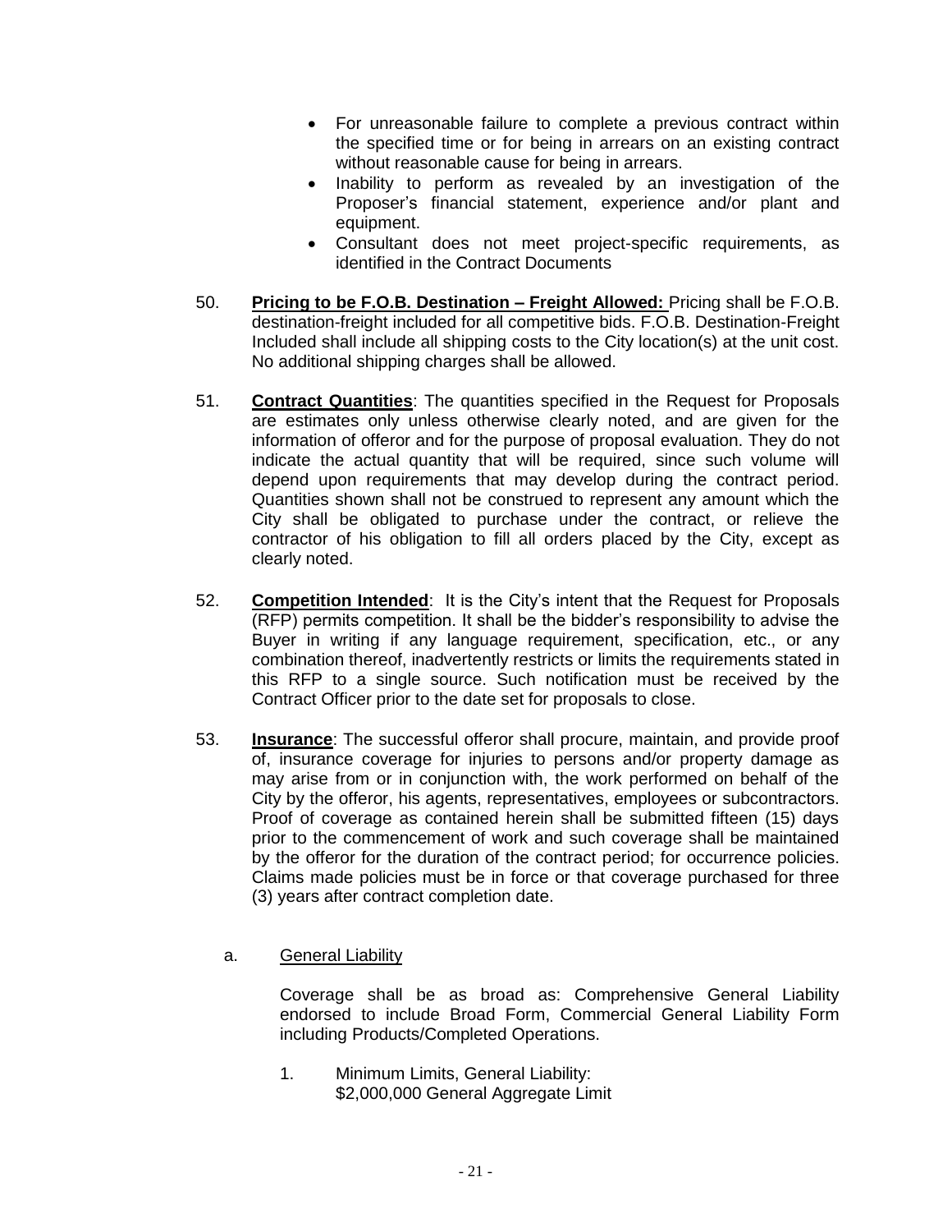- For unreasonable failure to complete a previous contract within the specified time or for being in arrears on an existing contract without reasonable cause for being in arrears.
- Inability to perform as revealed by an investigation of the Proposer's financial statement, experience and/or plant and equipment.
- Consultant does not meet project-specific requirements, as identified in the Contract Documents

50. **Pricing to be F.O.B. Destination – Freight Allowed:** Pricing shall be F.O.B. destination-freight included for all competitive bids. F.O.B. Destination-Freight Included shall include all shipping costs to the City location(s) at the unit cost. No additional shipping charges shall be allowed.

51. **Contract Quantities**: The quantities specified in the Request for Proposals are estimates only unless otherwise clearly noted, and are given for the information of offeror and for the purpose of proposal evaluation. They do not indicate the actual quantity that will be required, since such volume will depend upon requirements that may develop during the contract period. Quantities shown shall not be construed to represent any amount which the City shall be obligated to purchase under the contract, or relieve the contractor of his obligation to fill all orders placed by the City, except as clearly noted.

52. **Competition Intended**: It is the City's intent that the Request for Proposals (RFP) permits competition. It shall be the bidder's responsibility to advise the Buyer in writing if any language requirement, specification, etc., or any combination thereof, inadvertently restricts or limits the requirements stated in this RFP to a single source. Such notification must be received by the Contract Officer prior to the date set for proposals to close.

53. **Insurance**: The successful offeror shall procure, maintain, and provide proof of, insurance coverage for injuries to persons and/or property damage as may arise from or in conjunction with, the work performed on behalf of the City by the offeror, his agents, representatives, employees or subcontractors. Proof of coverage as contained herein shall be submitted fifteen (15) days prior to the commencement of work and such coverage shall be maintained by the offeror for the duration of the contract period; for occurrence policies. Claims made policies must be in force or that coverage purchased for three (3) years after contract completion date.

   a. General Liability

      Coverage shall be as broad as: Comprehensive General Liability endorsed to include Broad Form, Commercial General Liability Form including Products/Completed Operations.

      1. Minimum Limits, General Liability:
         $2,000,000 General Aggregate Limit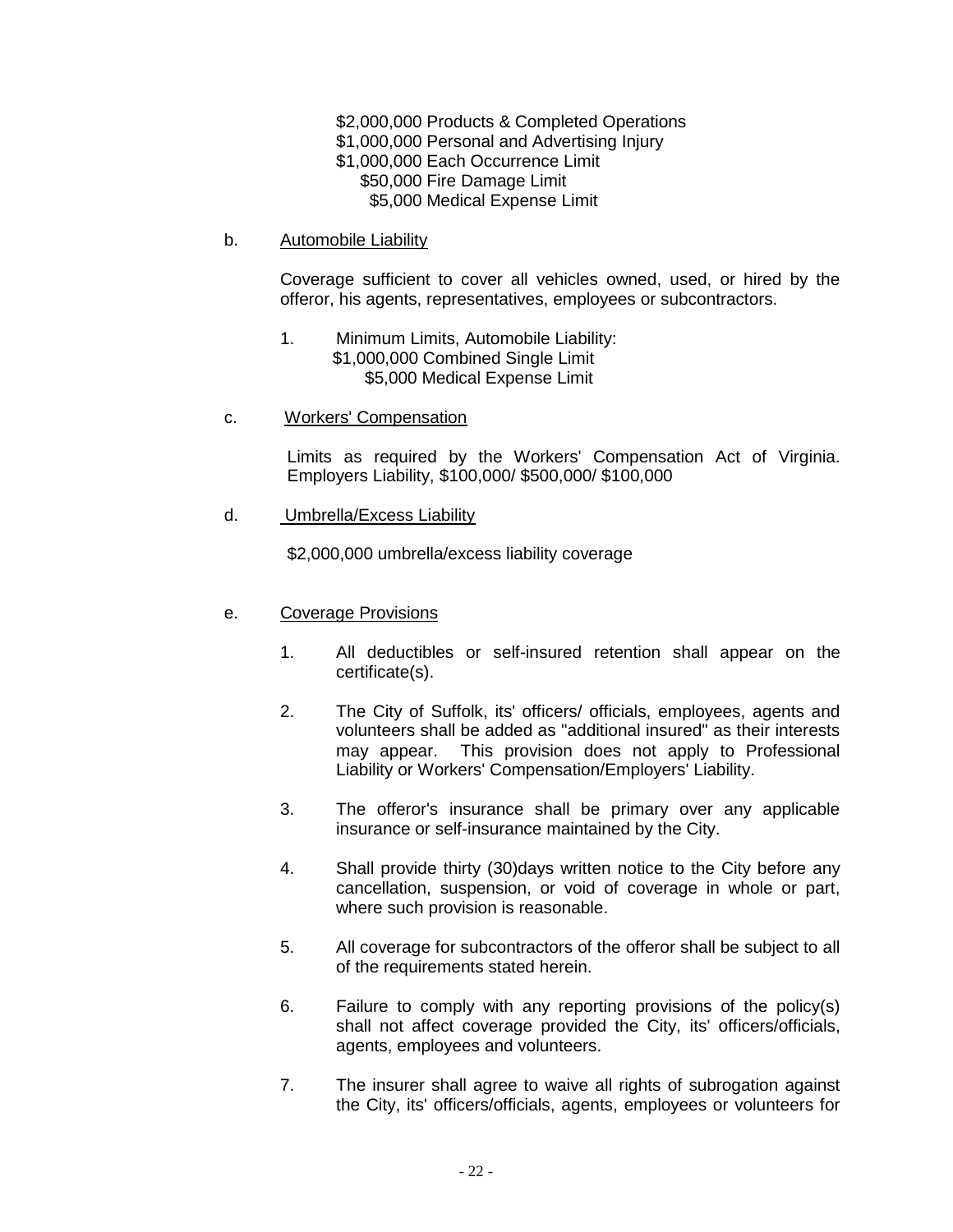$2,000,000 Products & Completed Operations
$1,000,000 Personal and Advertising Injury
$1,000,000 Each Occurrence Limit
$50,000 Fire Damage Limit
$5,000 Medical Expense Limit

b. Automobile Liability

Coverage sufficient to cover all vehicles owned, used, or hired by the offeror, his agents, representatives, employees or subcontractors.

1. Minimum Limits, Automobile Liability:
   $1,000,000 Combined Single Limit
   $5,000 Medical Expense Limit

c. Workers' Compensation

Limits as required by the Workers' Compensation Act of Virginia. Employers Liability, $100,000/ $500,000/ $100,000

d. Umbrella/Excess Liability

$2,000,000 umbrella/excess liability coverage

e. Coverage Provisions

1. All deductibles or self-insured retention shall appear on the certificate(s).

2. The City of Suffolk, its' officers/ officials, employees, agents and volunteers shall be added as "additional insured" as their interests may appear. This provision does not apply to Professional Liability or Workers' Compensation/Employers' Liability.

3. The offeror's insurance shall be primary over any applicable insurance or self-insurance maintained by the City.

4. Shall provide thirty (30)days written notice to the City before any cancellation, suspension, or void of coverage in whole or part, where such provision is reasonable.

5. All coverage for subcontractors of the offeror shall be subject to all of the requirements stated herein.

6. Failure to comply with any reporting provisions of the policy(s) shall not affect coverage provided the City, its' officers/officials, agents, employees and volunteers.

7. The insurer shall agree to waive all rights of subrogation against the City, its' officers/officials, agents, employees or volunteers for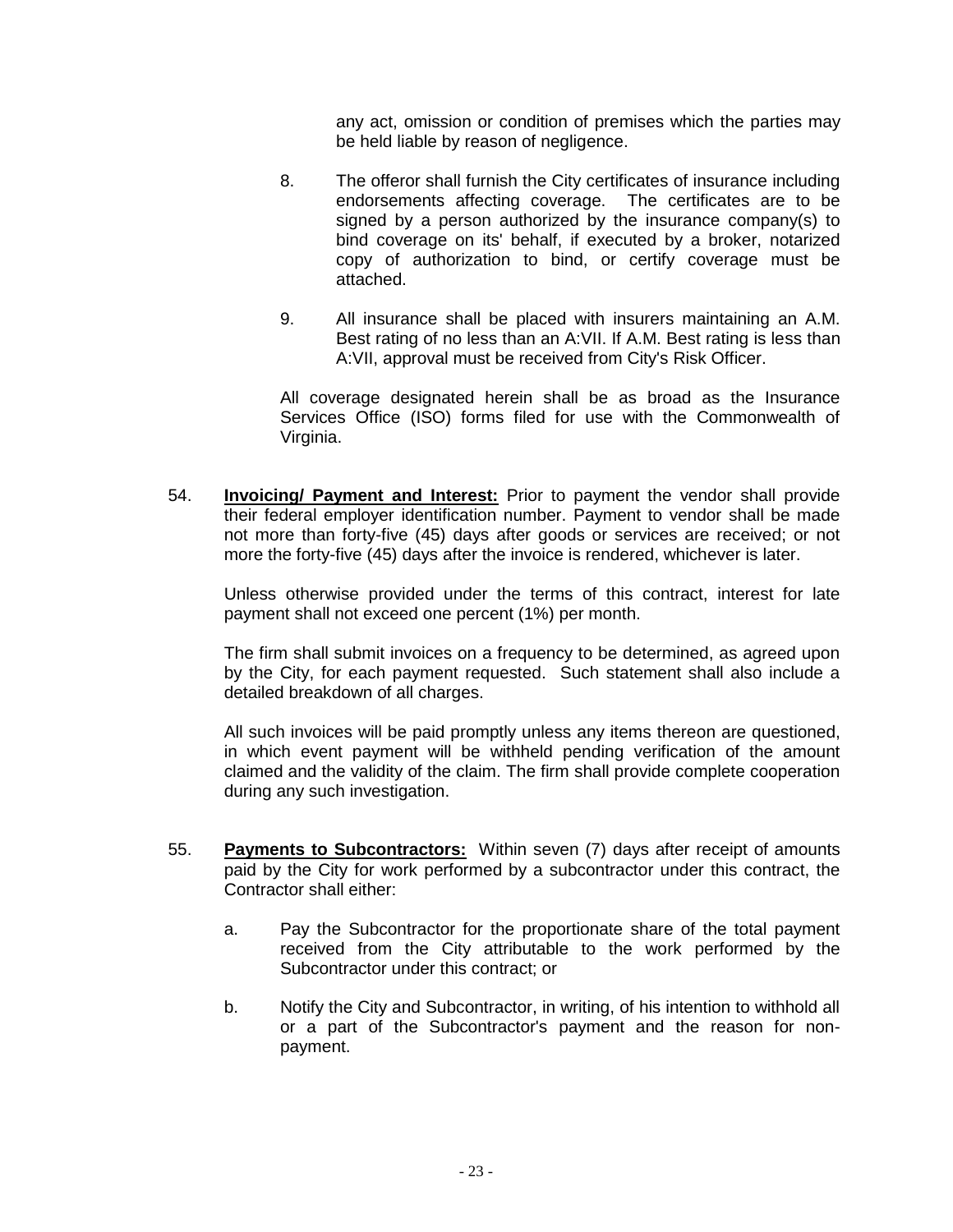any act, omission or condition of premises which the parties may be held liable by reason of negligence.

8. The offeror shall furnish the City certificates of insurance including endorsements affecting coverage. The certificates are to be signed by a person authorized by the insurance company(s) to bind coverage on its' behalf, if executed by a broker, notarized copy of authorization to bind, or certify coverage must be attached.

9. All insurance shall be placed with insurers maintaining an A.M. Best rating of no less than an A:VII. If A.M. Best rating is less than A:VII, approval must be received from City's Risk Officer.

All coverage designated herein shall be as broad as the Insurance Services Office (ISO) forms filed for use with the Commonwealth of Virginia.

54. **Invoicing/ Payment and Interest:** Prior to payment the vendor shall provide their federal employer identification number. Payment to vendor shall be made not more than forty-five (45) days after goods or services are received; or not more the forty-five (45) days after the invoice is rendered, whichever is later.

Unless otherwise provided under the terms of this contract, interest for late payment shall not exceed one percent (1%) per month.

The firm shall submit invoices on a frequency to be determined, as agreed upon by the City, for each payment requested. Such statement shall also include a detailed breakdown of all charges.

All such invoices will be paid promptly unless any items thereon are questioned, in which event payment will be withheld pending verification of the amount claimed and the validity of the claim. The firm shall provide complete cooperation during any such investigation.

55. **Payments to Subcontractors:** Within seven (7) days after receipt of amounts paid by the City for work performed by a subcontractor under this contract, the Contractor shall either:

a. Pay the Subcontractor for the proportionate share of the total payment received from the City attributable to the work performed by the Subcontractor under this contract; or

b. Notify the City and Subcontractor, in writing, of his intention to withhold all or a part of the Subcontractor's payment and the reason for non-payment.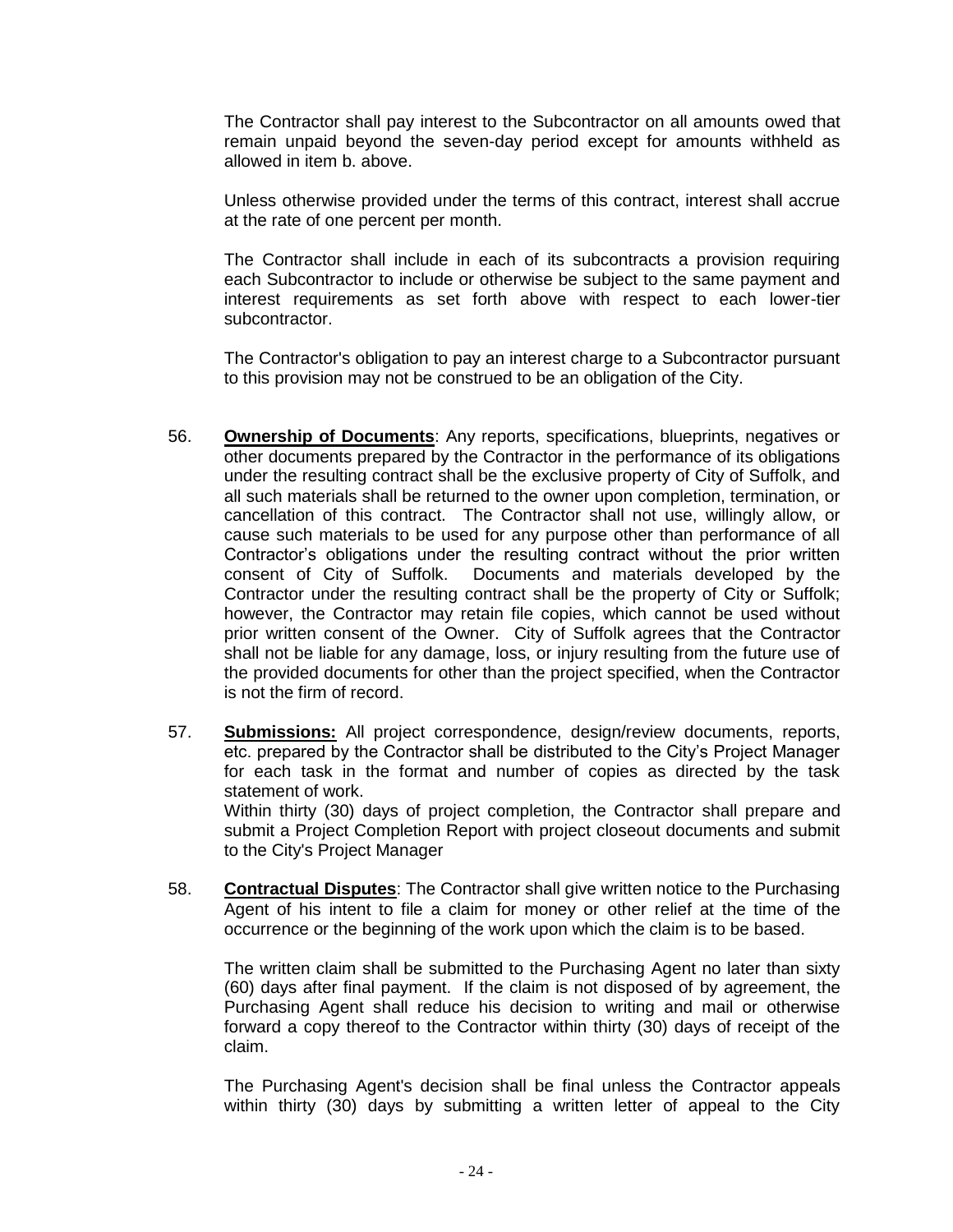The Contractor shall pay interest to the Subcontractor on all amounts owed that remain unpaid beyond the seven-day period except for amounts withheld as allowed in item b. above.

Unless otherwise provided under the terms of this contract, interest shall accrue at the rate of one percent per month.

The Contractor shall include in each of its subcontracts a provision requiring each Subcontractor to include or otherwise be subject to the same payment and interest requirements as set forth above with respect to each lower-tier subcontractor.

The Contractor's obligation to pay an interest charge to a Subcontractor pursuant to this provision may not be construed to be an obligation of the City.

56. **Ownership of Documents**: Any reports, specifications, blueprints, negatives or other documents prepared by the Contractor in the performance of its obligations under the resulting contract shall be the exclusive property of City of Suffolk, and all such materials shall be returned to the owner upon completion, termination, or cancellation of this contract. The Contractor shall not use, willingly allow, or cause such materials to be used for any purpose other than performance of all Contractor's obligations under the resulting contract without the prior written consent of City of Suffolk. Documents and materials developed by the Contractor under the resulting contract shall be the property of City or Suffolk; however, the Contractor may retain file copies, which cannot be used without prior written consent of the Owner. City of Suffolk agrees that the Contractor shall not be liable for any damage, loss, or injury resulting from the future use of the provided documents for other than the project specified, when the Contractor is not the firm of record.

57. **Submissions:** All project correspondence, design/review documents, reports, etc. prepared by the Contractor shall be distributed to the City's Project Manager for each task in the format and number of copies as directed by the task statement of work.
Within thirty (30) days of project completion, the Contractor shall prepare and submit a Project Completion Report with project closeout documents and submit to the City's Project Manager

58. **Contractual Disputes**: The Contractor shall give written notice to the Purchasing Agent of his intent to file a claim for money or other relief at the time of the occurrence or the beginning of the work upon which the claim is to be based.

    The written claim shall be submitted to the Purchasing Agent no later than sixty (60) days after final payment. If the claim is not disposed of by agreement, the Purchasing Agent shall reduce his decision to writing and mail or otherwise forward a copy thereof to the Contractor within thirty (30) days of receipt of the claim.

    The Purchasing Agent's decision shall be final unless the Contractor appeals within thirty (30) days by submitting a written letter of appeal to the City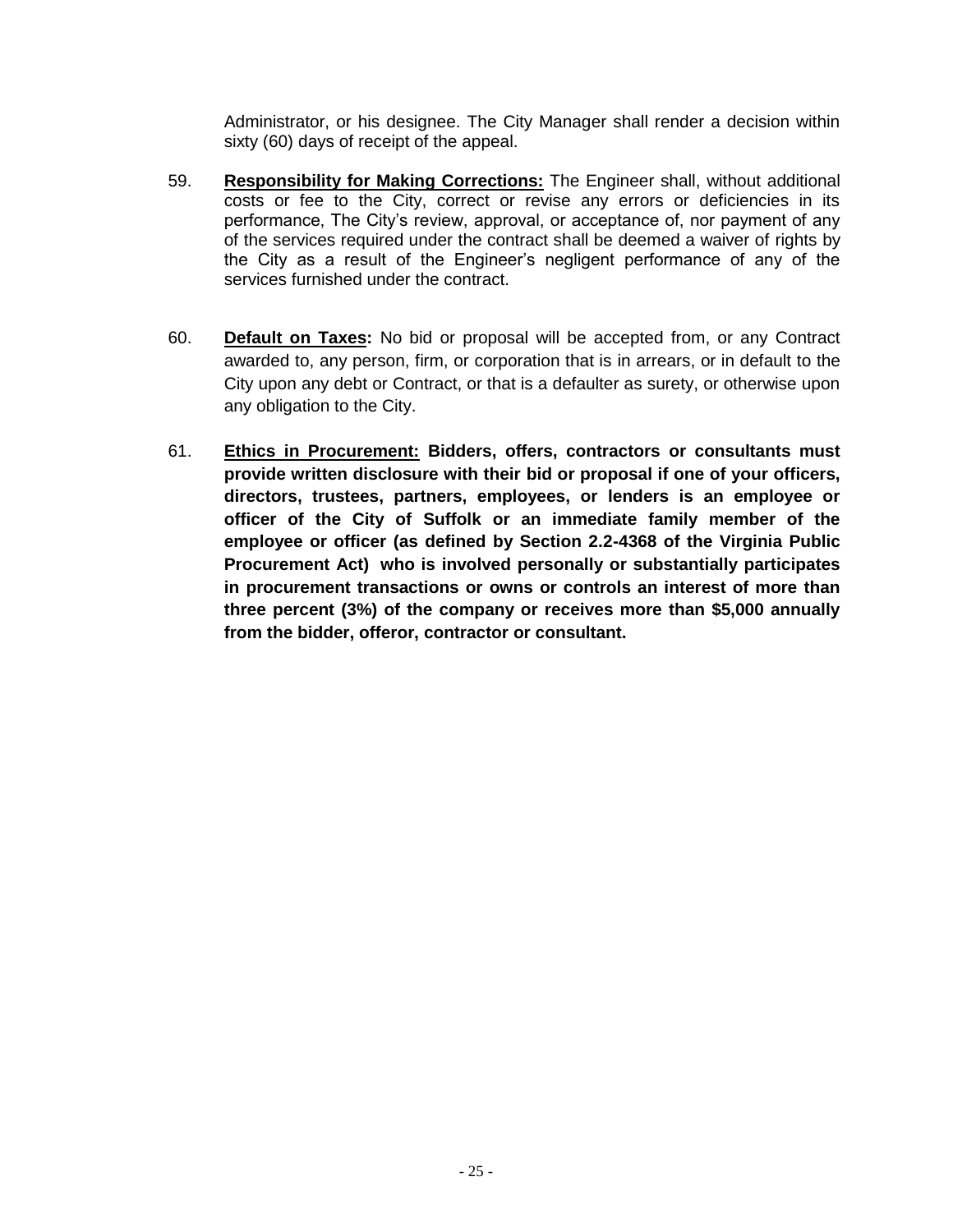Administrator, or his designee. The City Manager shall render a decision within sixty (60) days of receipt of the appeal.

59. **Responsibility for Making Corrections:** The Engineer shall, without additional costs or fee to the City, correct or revise any errors or deficiencies in its performance, The City's review, approval, or acceptance of, nor payment of any of the services required under the contract shall be deemed a waiver of rights by the City as a result of the Engineer's negligent performance of any of the services furnished under the contract.

60. **Default on Taxes:** No bid or proposal will be accepted from, or any Contract awarded to, any person, firm, or corporation that is in arrears, or in default to the City upon any debt or Contract, or that is a defaulter as surety, or otherwise upon any obligation to the City.

61. **Ethics in Procurement: Bidders, offers, contractors or consultants must provide written disclosure with their bid or proposal if one of your officers, directors, trustees, partners, employees, or lenders is an employee or officer of the City of Suffolk or an immediate family member of the employee or officer (as defined by Section 2.2-4368 of the Virginia Public Procurement Act) who is involved personally or substantially participates in procurement transactions or owns or controls an interest of more than three percent (3%) of the company or receives more than $5,000 annually from the bidder, offeror, contractor or consultant.**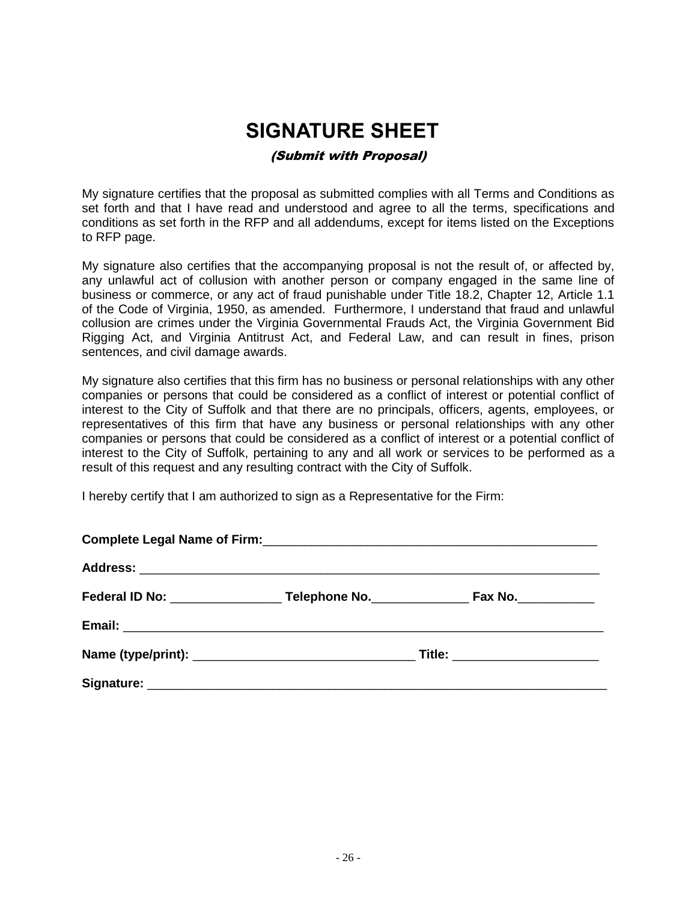# SIGNATURE SHEET

*(Submit with Proposal)*

My signature certifies that the proposal as submitted complies with all Terms and Conditions as set forth and that I have read and understood and agree to all the terms, specifications and conditions as set forth in the RFP and all addendums, except for items listed on the Exceptions to RFP page.

My signature also certifies that the accompanying proposal is not the result of, or affected by, any unlawful act of collusion with another person or company engaged in the same line of business or commerce, or any act of fraud punishable under Title 18.2, Chapter 12, Article 1.1 of the Code of Virginia, 1950, as amended. Furthermore, I understand that fraud and unlawful collusion are crimes under the Virginia Governmental Frauds Act, the Virginia Government Bid Rigging Act, and Virginia Antitrust Act, and Federal Law, and can result in fines, prison sentences, and civil damage awards.

My signature also certifies that this firm has no business or personal relationships with any other companies or persons that could be considered as a conflict of interest or potential conflict of interest to the City of Suffolk and that there are no principals, officers, agents, employees, or representatives of this firm that have any business or personal relationships with any other companies or persons that could be considered as a conflict of interest or a potential conflict of interest to the City of Suffolk, pertaining to any and all work or services to be performed as a result of this request and any resulting contract with the City of Suffolk.

I hereby certify that I am authorized to sign as a Representative for the Firm:

**Complete Legal Name of Firm:**_________________________________________________

**Address:** ___________________________________________________________________

**Federal ID No:** ________________ **Telephone No.**______________ **Fax No.**___________

**Email:** _____________________________________________________________________

**Name (type/print):** ________________________________ **Title:** _____________________

**Signature:** __________________________________________________________________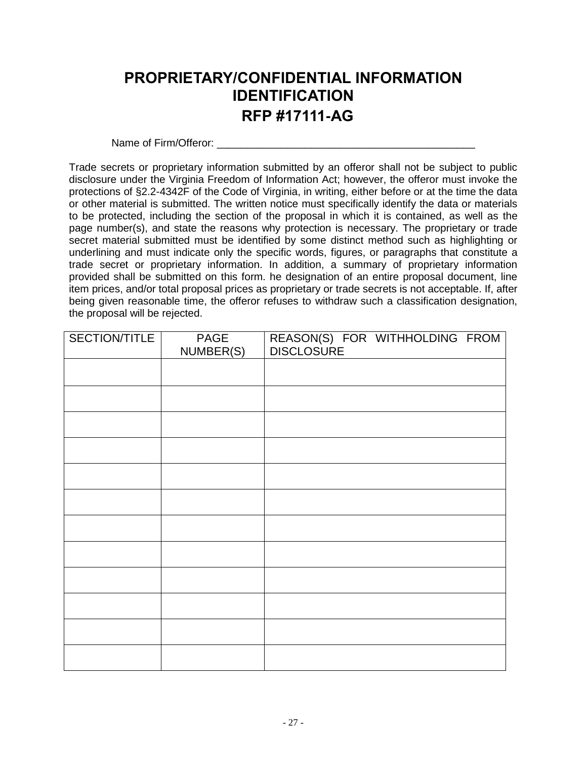# PROPRIETARY/CONFIDENTIAL INFORMATION IDENTIFICATION

## RFP #17111-AG

Name of Firm/Offeror: ____________________________________________

Trade secrets or proprietary information submitted by an offeror shall not be subject to public disclosure under the Virginia Freedom of Information Act; however, the offeror must invoke the protections of §2.2-4342F of the Code of Virginia, in writing, either before or at the time the data or other material is submitted. The written notice must specifically identify the data or materials to be protected, including the section of the proposal in which it is contained, as well as the page number(s), and state the reasons why protection is necessary. The proprietary or trade secret material submitted must be identified by some distinct method such as highlighting or underlining and must indicate only the specific words, figures, or paragraphs that constitute a trade secret or proprietary information. In addition, a summary of proprietary information provided shall be submitted on this form. he designation of an entire proposal document, line item prices, and/or total proposal prices as proprietary or trade secrets is not acceptable. If, after being given reasonable time, the offeror refuses to withdraw such a classification designation, the proposal will be rejected.

| SECTION/TITLE | PAGE NUMBER(S) | REASON(S) FOR WITHHOLDING FROM DISCLOSURE |
| --- | --- | --- |
| | | |
| | | |
| | | |
| | | |
| | | |
| | | |
| | | |
| | | |
| | | |
| | | |
| | | |
| | | |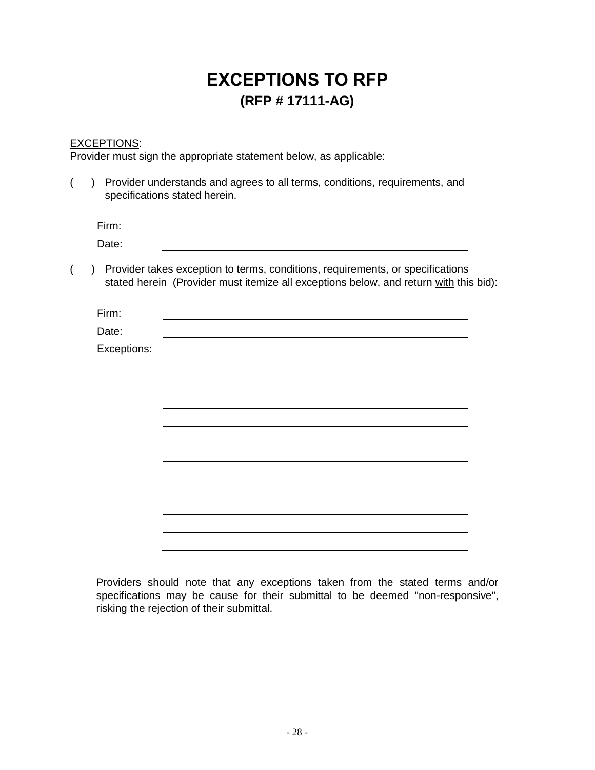# EXCEPTIONS TO RFP

## (RFP # 17111-AG)

<u>EXCEPTIONS</u>:
Provider must sign the appropriate statement below, as applicable:

( ) Provider understands and agrees to all terms, conditions, requirements, and specifications stated herein.

Firm: ______________________________________________

Date: ______________________________________________

( ) Provider takes exception to terms, conditions, requirements, or specifications stated herein (Provider must itemize all exceptions below, and return <u>with</u> this bid):

Firm: ______________________________________________

Date: ______________________________________________

Exceptions: ______________________________________________

______________________________________________

______________________________________________

______________________________________________

______________________________________________

______________________________________________

______________________________________________

______________________________________________

______________________________________________

______________________________________________

______________________________________________

______________________________________________

Providers should note that any exceptions taken from the stated terms and/or specifications may be cause for their submittal to be deemed "non-responsive", risking the rejection of their submittal.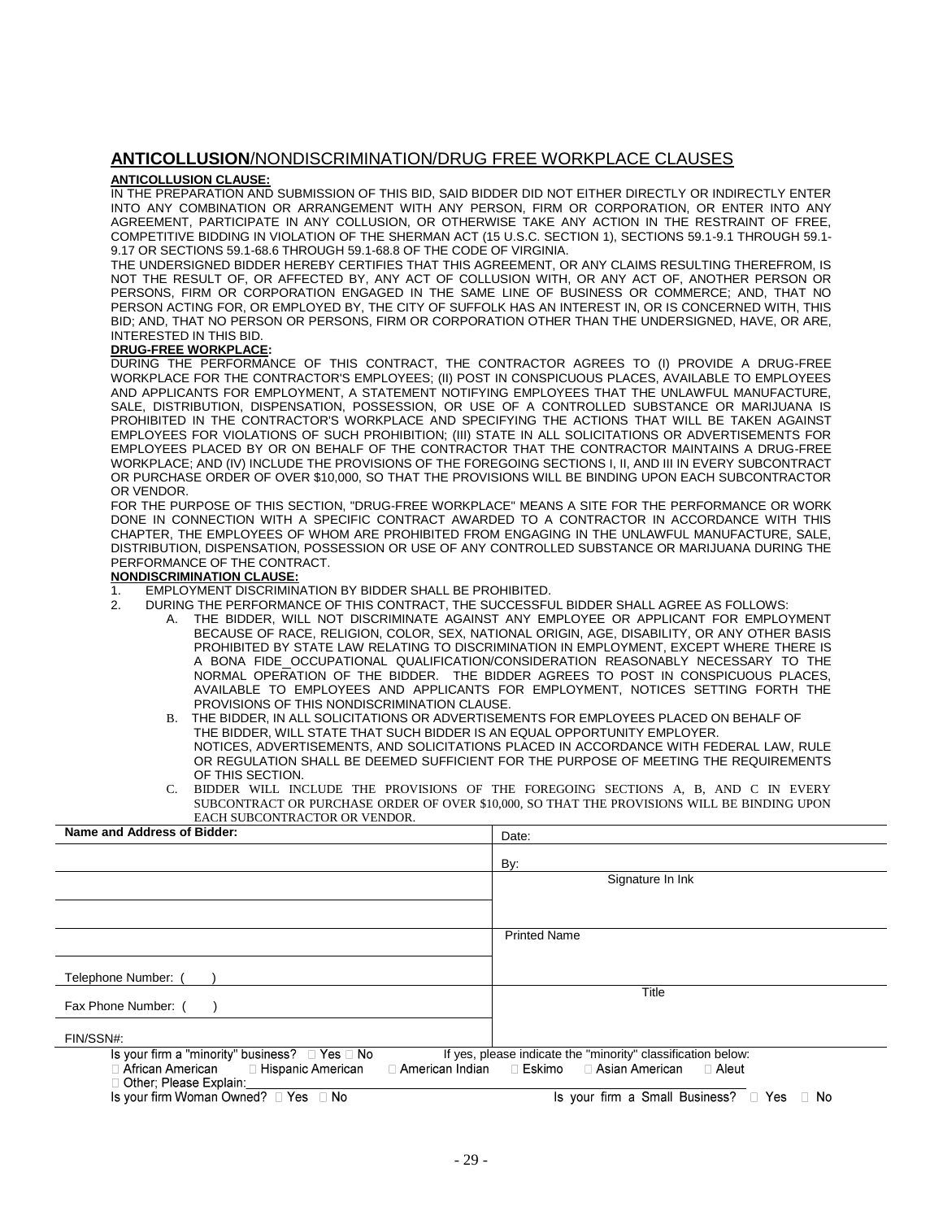## **ANTICOLLUSION**/NONDISCRIMINATION/DRUG FREE WORKPLACE CLAUSES

**ANTICOLLUSION CLAUSE:**

IN THE PREPARATION AND SUBMISSION OF THIS BID, SAID BIDDER DID NOT EITHER DIRECTLY OR INDIRECTLY ENTER INTO ANY COMBINATION OR ARRANGEMENT WITH ANY PERSON, FIRM OR CORPORATION, OR ENTER INTO ANY AGREEMENT, PARTICIPATE IN ANY COLLUSION, OR OTHERWISE TAKE ANY ACTION IN THE RESTRAINT OF FREE, COMPETITIVE BIDDING IN VIOLATION OF THE SHERMAN ACT (15 U.S.C. SECTION 1), SECTIONS 59.1-9.1 THROUGH 59.1-9.17 OR SECTIONS 59.1-68.6 THROUGH 59.1-68.8 OF THE CODE OF VIRGINIA.

THE UNDERSIGNED BIDDER HEREBY CERTIFIES THAT THIS AGREEMENT, OR ANY CLAIMS RESULTING THEREFROM, IS NOT THE RESULT OF, OR AFFECTED BY, ANY ACT OF COLLUSION WITH, OR ANY ACT OF, ANOTHER PERSON OR PERSONS, FIRM OR CORPORATION ENGAGED IN THE SAME LINE OF BUSINESS OR COMMERCE; AND, THAT NO PERSON ACTING FOR, OR EMPLOYED BY, THE CITY OF SUFFOLK HAS AN INTEREST IN, OR IS CONCERNED WITH, THIS BID; AND, THAT NO PERSON OR PERSONS, FIRM OR CORPORATION OTHER THAN THE UNDERSIGNED, HAVE, OR ARE, INTERESTED IN THIS BID.

**DRUG-FREE WORKPLACE:**

DURING THE PERFORMANCE OF THIS CONTRACT, THE CONTRACTOR AGREES TO (I) PROVIDE A DRUG-FREE WORKPLACE FOR THE CONTRACTOR'S EMPLOYEES; (II) POST IN CONSPICUOUS PLACES, AVAILABLE TO EMPLOYEES AND APPLICANTS FOR EMPLOYMENT, A STATEMENT NOTIFYING EMPLOYEES THAT THE UNLAWFUL MANUFACTURE, SALE, DISTRIBUTION, DISPENSATION, POSSESSION, OR USE OF A CONTROLLED SUBSTANCE OR MARIJUANA IS PROHIBITED IN THE CONTRACTOR'S WORKPLACE AND SPECIFYING THE ACTIONS THAT WILL BE TAKEN AGAINST EMPLOYEES FOR VIOLATIONS OF SUCH PROHIBITION; (III) STATE IN ALL SOLICITATIONS OR ADVERTISEMENTS FOR EMPLOYEES PLACED BY OR ON BEHALF OF THE CONTRACTOR THAT THE CONTRACTOR MAINTAINS A DRUG-FREE WORKPLACE; AND (IV) INCLUDE THE PROVISIONS OF THE FOREGOING SECTIONS I, II, AND III IN EVERY SUBCONTRACT OR PURCHASE ORDER OF OVER $10,000, SO THAT THE PROVISIONS WILL BE BINDING UPON EACH SUBCONTRACTOR OR VENDOR.

FOR THE PURPOSE OF THIS SECTION, "DRUG-FREE WORKPLACE" MEANS A SITE FOR THE PERFORMANCE OR WORK DONE IN CONNECTION WITH A SPECIFIC CONTRACT AWARDED TO A CONTRACTOR IN ACCORDANCE WITH THIS CHAPTER, THE EMPLOYEES OF WHOM ARE PROHIBITED FROM ENGAGING IN THE UNLAWFUL MANUFACTURE, SALE, DISTRIBUTION, DISPENSATION, POSSESSION OR USE OF ANY CONTROLLED SUBSTANCE OR MARIJUANA DURING THE PERFORMANCE OF THE CONTRACT.

**NONDISCRIMINATION CLAUSE:**

1. EMPLOYMENT DISCRIMINATION BY BIDDER SHALL BE PROHIBITED.
2. DURING THE PERFORMANCE OF THIS CONTRACT, THE SUCCESSFUL BIDDER SHALL AGREE AS FOLLOWS:
   A. THE BIDDER, WILL NOT DISCRIMINATE AGAINST ANY EMPLOYEE OR APPLICANT FOR EMPLOYMENT BECAUSE OF RACE, RELIGION, COLOR, SEX, NATIONAL ORIGIN, AGE, DISABILITY, OR ANY OTHER BASIS PROHIBITED BY STATE LAW RELATING TO DISCRIMINATION IN EMPLOYMENT, EXCEPT WHERE THERE IS A BONA FIDE OCCUPATIONAL QUALIFICATION/CONSIDERATION REASONABLY NECESSARY TO THE NORMAL OPERATION OF THE BIDDER. THE BIDDER AGREES TO POST IN CONSPICUOUS PLACES, AVAILABLE TO EMPLOYEES AND APPLICANTS FOR EMPLOYMENT, NOTICES SETTING FORTH THE PROVISIONS OF THIS NONDISCRIMINATION CLAUSE.
   B. THE BIDDER, IN ALL SOLICITATIONS OR ADVERTISEMENTS FOR EMPLOYEES PLACED ON BEHALF OF THE BIDDER, WILL STATE THAT SUCH BIDDER IS AN EQUAL OPPORTUNITY EMPLOYER.
   NOTICES, ADVERTISEMENTS, AND SOLICITATIONS PLACED IN ACCORDANCE WITH FEDERAL LAW, RULE OR REGULATION SHALL BE DEEMED SUFFICIENT FOR THE PURPOSE OF MEETING THE REQUIREMENTS OF THIS SECTION.
   C. BIDDER WILL INCLUDE THE PROVISIONS OF THE FOREGOING SECTIONS A, B, AND C IN EVERY SUBCONTRACT OR PURCHASE ORDER OF OVER $10,000, SO THAT THE PROVISIONS WILL BE BINDING UPON EACH SUBCONTRACTOR OR VENDOR.

| **Name and Address of Bidder:** | Date: |
|---|---|
| | By: |
| | Signature In Ink |
| | |
| | Printed Name |
| Telephone Number: ( ) | |
| Fax Phone Number: ( ) | Title |
| FIN/SSN#: | |

Is your firm a "minority" business? ☐ Yes ☐ No     If yes, please indicate the "minority" classification below:

☐ African American ☐ Hispanic American ☐ American Indian ☐ Eskimo ☐ Asian American ☐ Aleut

☐ Other; Please Explain:\_\_\_\_\_\_\_\_\_\_\_\_\_\_\_\_\_\_\_\_

Is your firm Woman Owned? ☐ Yes ☐ No     Is your firm a Small Business? ☐ Yes ☐ No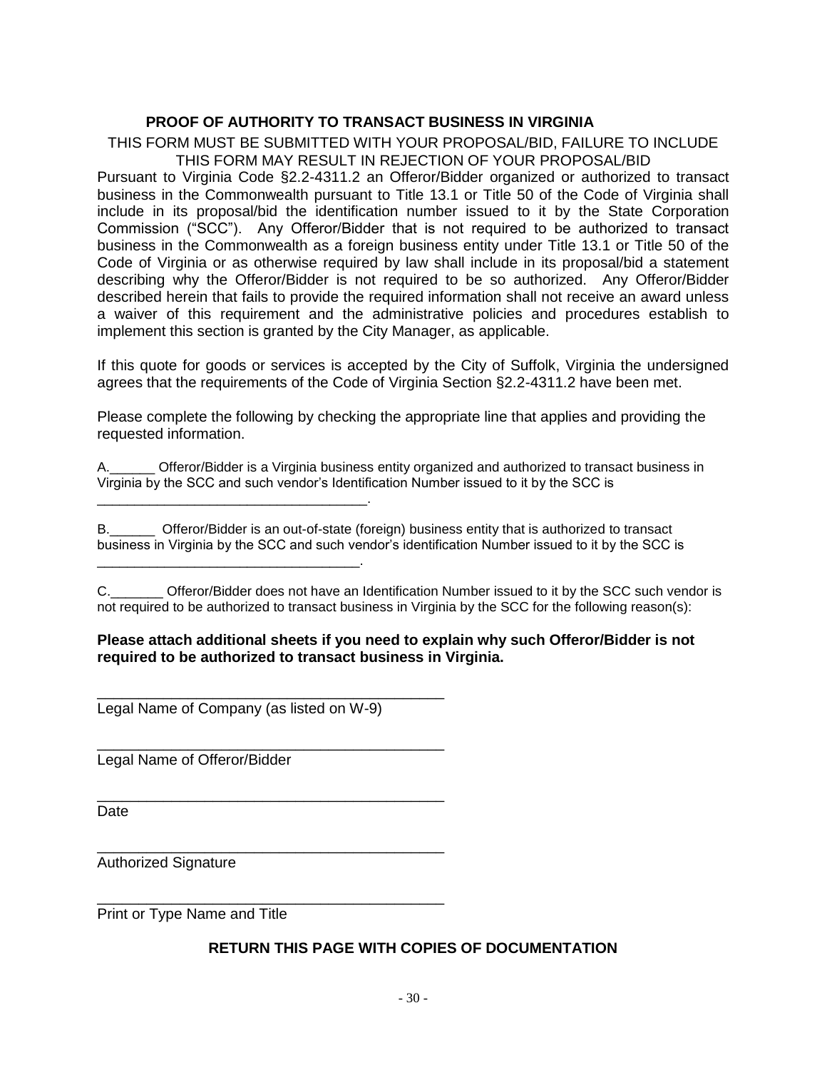## PROOF OF AUTHORITY TO TRANSACT BUSINESS IN VIRGINIA

THIS FORM MUST BE SUBMITTED WITH YOUR PROPOSAL/BID, FAILURE TO INCLUDE THIS FORM MAY RESULT IN REJECTION OF YOUR PROPOSAL/BID

Pursuant to Virginia Code §2.2-4311.2 an Offeror/Bidder organized or authorized to transact business in the Commonwealth pursuant to Title 13.1 or Title 50 of the Code of Virginia shall include in its proposal/bid the identification number issued to it by the State Corporation Commission ("SCC"). Any Offeror/Bidder that is not required to be authorized to transact business in the Commonwealth as a foreign business entity under Title 13.1 or Title 50 of the Code of Virginia or as otherwise required by law shall include in its proposal/bid a statement describing why the Offeror/Bidder is not required to be so authorized. Any Offeror/Bidder described herein that fails to provide the required information shall not receive an award unless a waiver of this requirement and the administrative policies and procedures establish to implement this section is granted by the City Manager, as applicable.

If this quote for goods or services is accepted by the City of Suffolk, Virginia the undersigned agrees that the requirements of the Code of Virginia Section §2.2-4311.2 have been met.

Please complete the following by checking the appropriate line that applies and providing the requested information.

A.______ Offeror/Bidder is a Virginia business entity organized and authorized to transact business in Virginia by the SCC and such vendor's Identification Number issued to it by the SCC is ___________________________________.

B.______ Offeror/Bidder is an out-of-state (foreign) business entity that is authorized to transact business in Virginia by the SCC and such vendor's identification Number issued to it by the SCC is __________________________________.

C._______ Offeror/Bidder does not have an Identification Number issued to it by the SCC such vendor is not required to be authorized to transact business in Virginia by the SCC for the following reason(s):

**Please attach additional sheets if you need to explain why such Offeror/Bidder is not required to be authorized to transact business in Virginia.**

___________________________________________
Legal Name of Company (as listed on W-9)

___________________________________________
Legal Name of Offeror/Bidder

___________________________________________
Date

___________________________________________
Authorized Signature

___________________________________________
Print or Type Name and Title

**RETURN THIS PAGE WITH COPIES OF DOCUMENTATION**